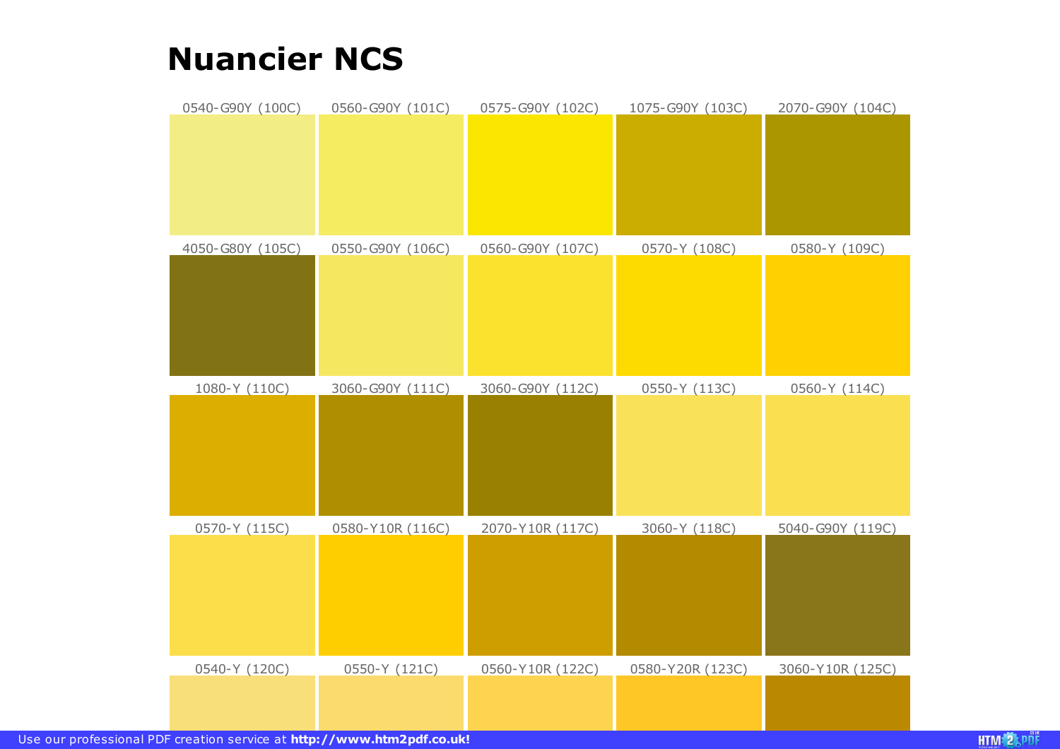# Nuancier NCS

| | | | | |
|---|---|---|---|---|
| 0540-G90Y (100C) | 0560-G90Y (101C) | 0575-G90Y (102C) | 1075-G90Y (103C) | 2070-G90Y (104C) |
| 4050-G80Y (105C) | 0550-G90Y (106C) | 0560-G90Y (107C) | 0570-Y (108C) | 0580-Y (109C) |
| 1080-Y (110C) | 3060-G90Y (111C) | 3060-G90Y (112C) | 0550-Y (113C) | 0560-Y (114C) |
| 0570-Y (115C) | 0580-Y10R (116C) | 2070-Y10R (117C) | 3060-Y (118C) | 5040-G90Y (119C) |
| 0540-Y (120C) | 0550-Y (121C) | 0560-Y10R (122C) | 0580-Y20R (123C) | 3060-Y10R (125C) |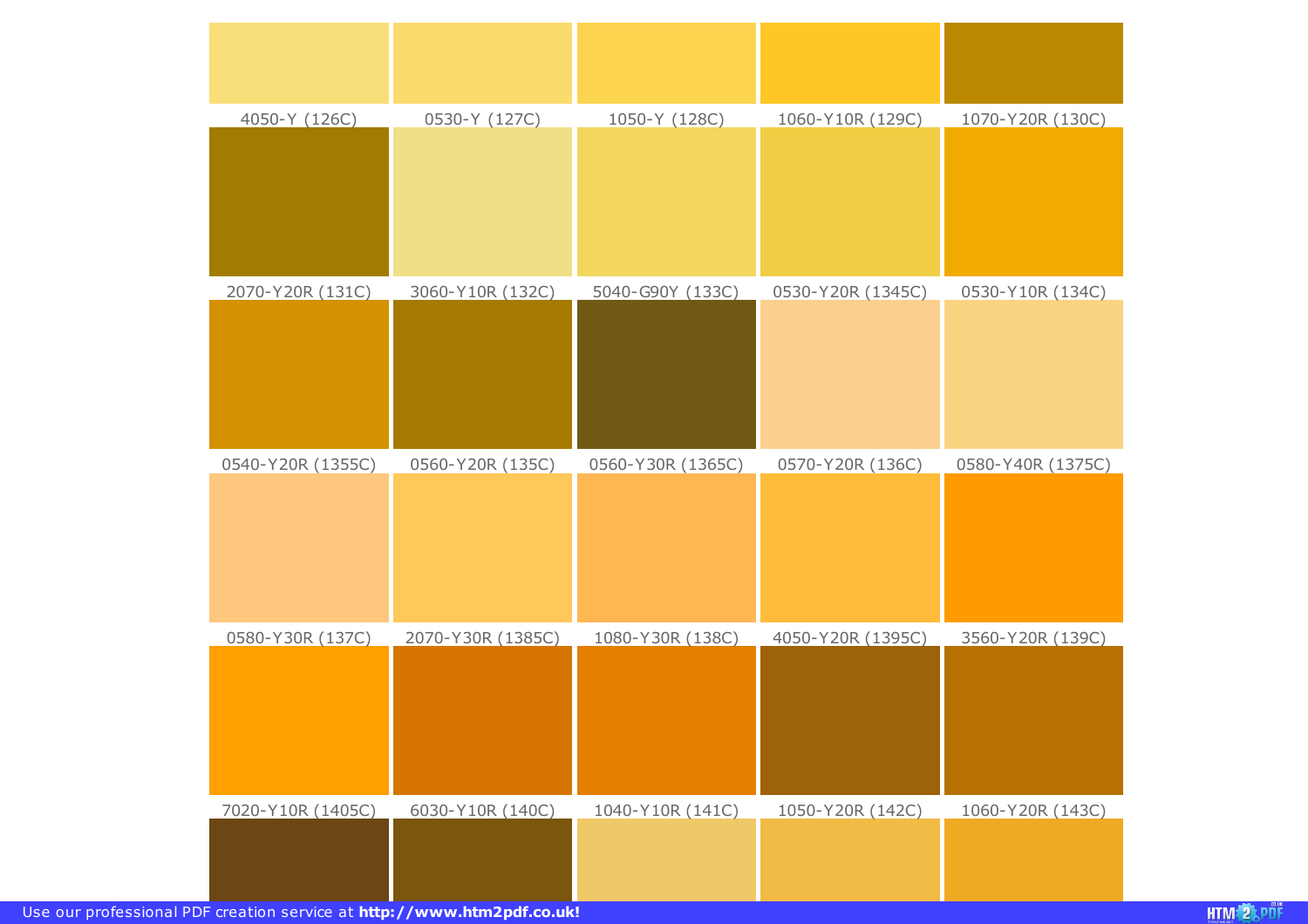| | | | | |
|---|---|---|---|---|
| 4050-Y (126C) | 0530-Y (127C) | 1050-Y (128C) | 1060-Y10R (129C) | 1070-Y20R (130C) |
| 2070-Y20R (131C) | 3060-Y10R (132C) | 5040-G90Y (133C) | 0530-Y20R (1345C) | 0530-Y10R (134C) |
| 0540-Y20R (1355C) | 0560-Y20R (135C) | 0560-Y30R (1365C) | 0570-Y20R (136C) | 0580-Y40R (1375C) |
| 0580-Y30R (137C) | 2070-Y30R (1385C) | 1080-Y30R (138C) | 4050-Y20R (1395C) | 3560-Y20R (139C) |
| 7020-Y10R (1405C) | 6030-Y10R (140C) | 1040-Y10R (141C) | 1050-Y20R (142C) | 1060-Y20R (143C) |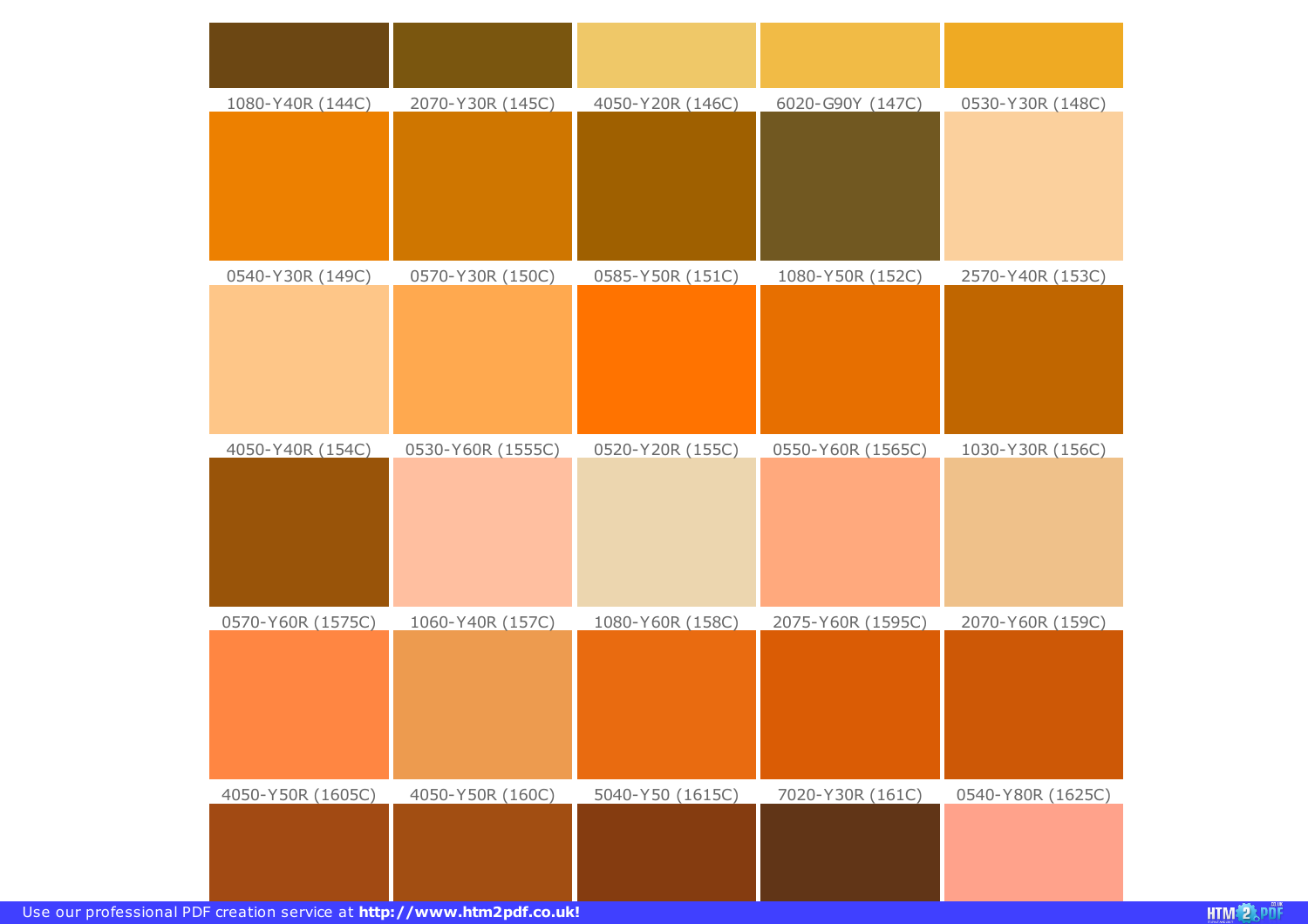| | | | | |
|---|---|---|---|---|
| 1080-Y40R (144C) | 2070-Y30R (145C) | 4050-Y20R (146C) | 6020-G90Y (147C) | 0530-Y30R (148C) |
| 0540-Y30R (149C) | 0570-Y30R (150C) | 0585-Y50R (151C) | 1080-Y50R (152C) | 2570-Y40R (153C) |
| 4050-Y40R (154C) | 0530-Y60R (1555C) | 0520-Y20R (155C) | 0550-Y60R (1565C) | 1030-Y30R (156C) |
| 0570-Y60R (1575C) | 1060-Y40R (157C) | 1080-Y60R (158C) | 2075-Y60R (1595C) | 2070-Y60R (159C) |
| 4050-Y50R (1605C) | 4050-Y50R (160C) | 5040-Y50 (1615C) | 7020-Y30R (161C) | 0540-Y80R (1625C) |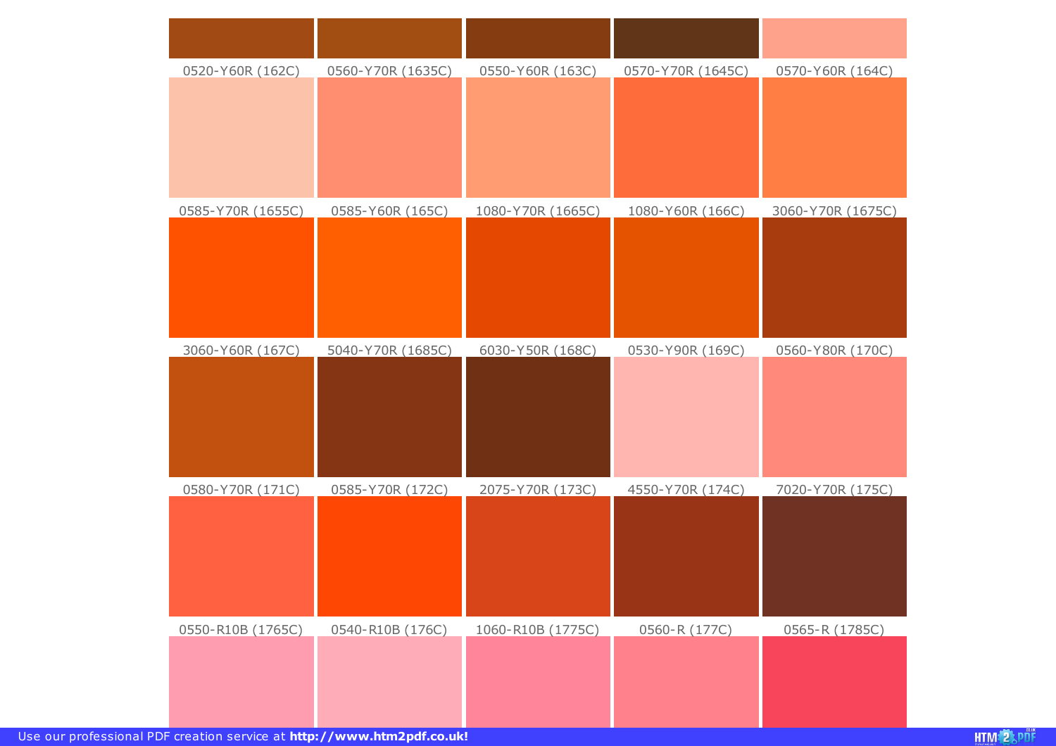| | | | | |
|---|---|---|---|---|
| 0520-Y60R (162C) | 0560-Y70R (1635C) | 0550-Y60R (163C) | 0570-Y70R (1645C) | 0570-Y60R (164C) |
| 0585-Y70R (1655C) | 0585-Y60R (165C) | 1080-Y70R (1665C) | 1080-Y60R (166C) | 3060-Y70R (1675C) |
| 3060-Y60R (167C) | 5040-Y70R (1685C) | 6030-Y50R (168C) | 0530-Y90R (169C) | 0560-Y80R (170C) |
| 0580-Y70R (171C) | 0585-Y70R (172C) | 2075-Y70R (173C) | 4550-Y70R (174C) | 7020-Y70R (175C) |
| 0550-R10B (1765C) | 0540-R10B (176C) | 1060-R10B (1775C) | 0560-R (177C) | 0565-R (1785C) |

Use our professional PDF creation service at **http://www.htm2pdf.co.uk!**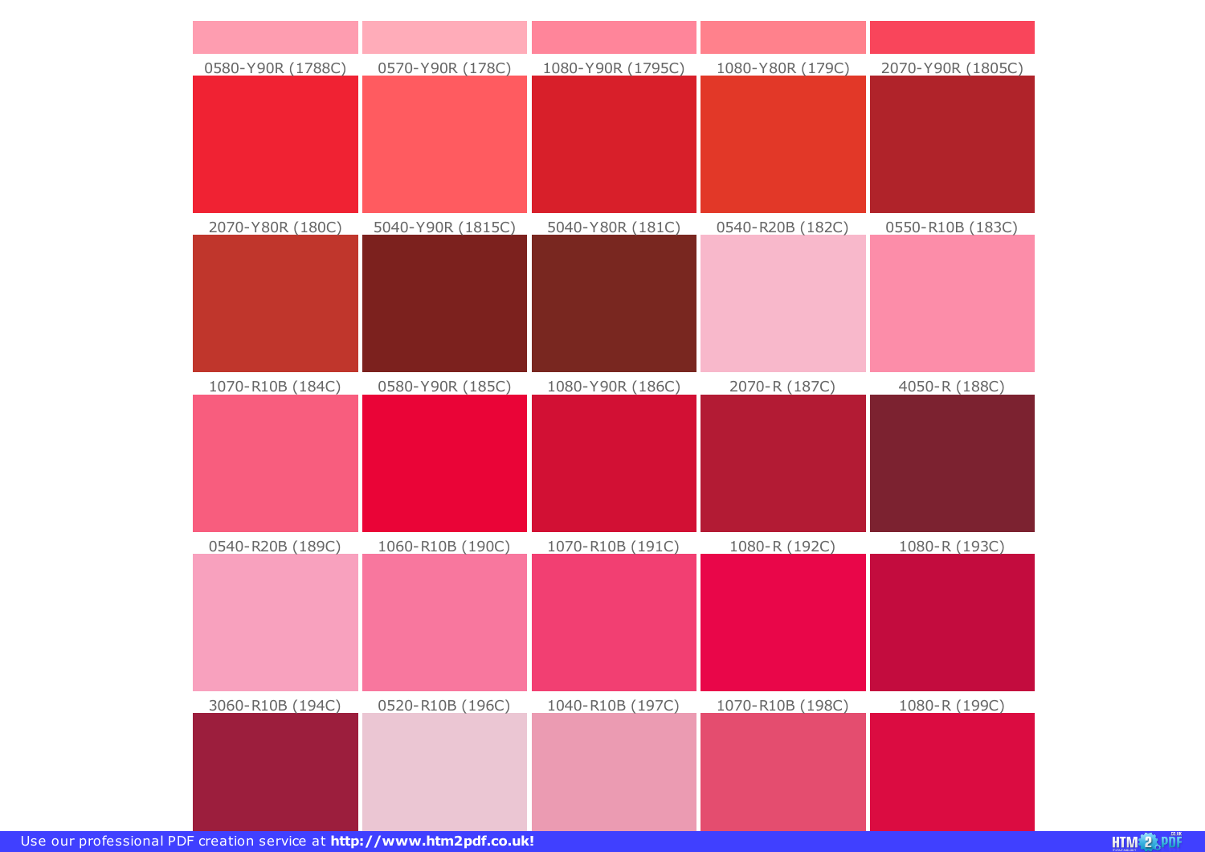0580-Y90R (1788C) | 0570-Y90R (178C) | 1080-Y90R (1795C) | 1080-Y80R (179C) | 2070-Y90R (1805C)

2070-Y80R (180C) | 5040-Y90R (1815C) | 5040-Y80R (181C) | 0540-R20B (182C) | 0550-R10B (183C)

1070-R10B (184C) | 0580-Y90R (185C) | 1080-Y90R (186C) | 2070-R (187C) | 4050-R (188C)

0540-R20B (189C) | 1060-R10B (190C) | 1070-R10B (191C) | 1080-R (192C) | 1080-R (193C)

3060-R10B (194C) | 0520-R10B (196C) | 1040-R10B (197C) | 1070-R10B (198C) | 1080-R (199C)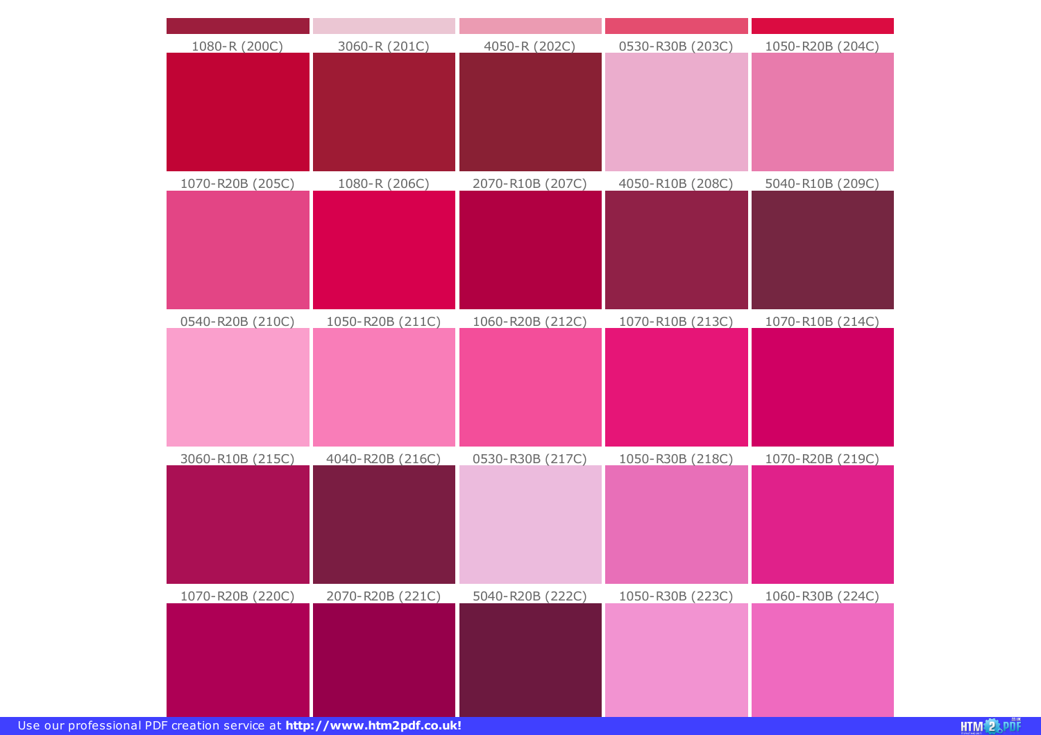| 1080-R (200C) | 3060-R (201C) | 4050-R (202C) | 0530-R30B (203C) | 1050-R20B (204C) |
|---|---|---|---|---|
| 1070-R20B (205C) | 1080-R (206C) | 2070-R10B (207C) | 4050-R10B (208C) | 5040-R10B (209C) |
| 0540-R20B (210C) | 1050-R20B (211C) | 1060-R20B (212C) | 1070-R10B (213C) | 1070-R10B (214C) |
| 3060-R10B (215C) | 4040-R20B (216C) | 0530-R30B (217C) | 1050-R30B (218C) | 1070-R20B (219C) |
| 1070-R20B (220C) | 2070-R20B (221C) | 5040-R20B (222C) | 1050-R30B (223C) | 1060-R30B (224C) |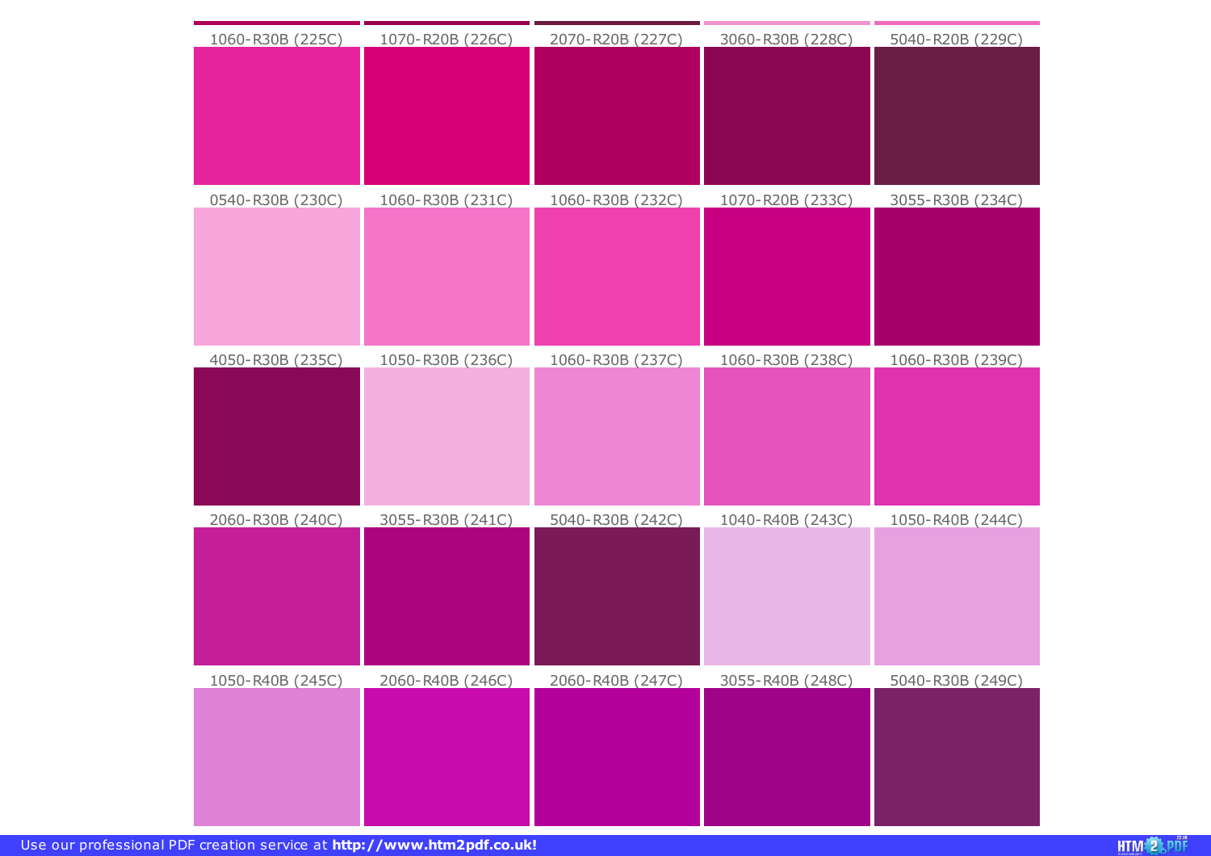| | | | | |
|---|---|---|---|---|
| 1060-R30B (225C) | 1070-R20B (226C) | 2070-R20B (227C) | 3060-R30B (228C) | 5040-R20B (229C) |
| 0540-R30B (230C) | 1060-R30B (231C) | 1060-R30B (232C) | 1070-R20B (233C) | 3055-R30B (234C) |
| 4050-R30B (235C) | 1050-R30B (236C) | 1060-R30B (237C) | 1060-R30B (238C) | 1060-R30B (239C) |
| 2060-R30B (240C) | 3055-R30B (241C) | 5040-R30B (242C) | 1040-R40B (243C) | 1050-R40B (244C) |
| 1050-R40B (245C) | 2060-R40B (246C) | 2060-R40B (247C) | 3055-R40B (248C) | 5040-R30B (249C) |

Use our professional PDF creation service at **http://www.htm2pdf.co.uk!**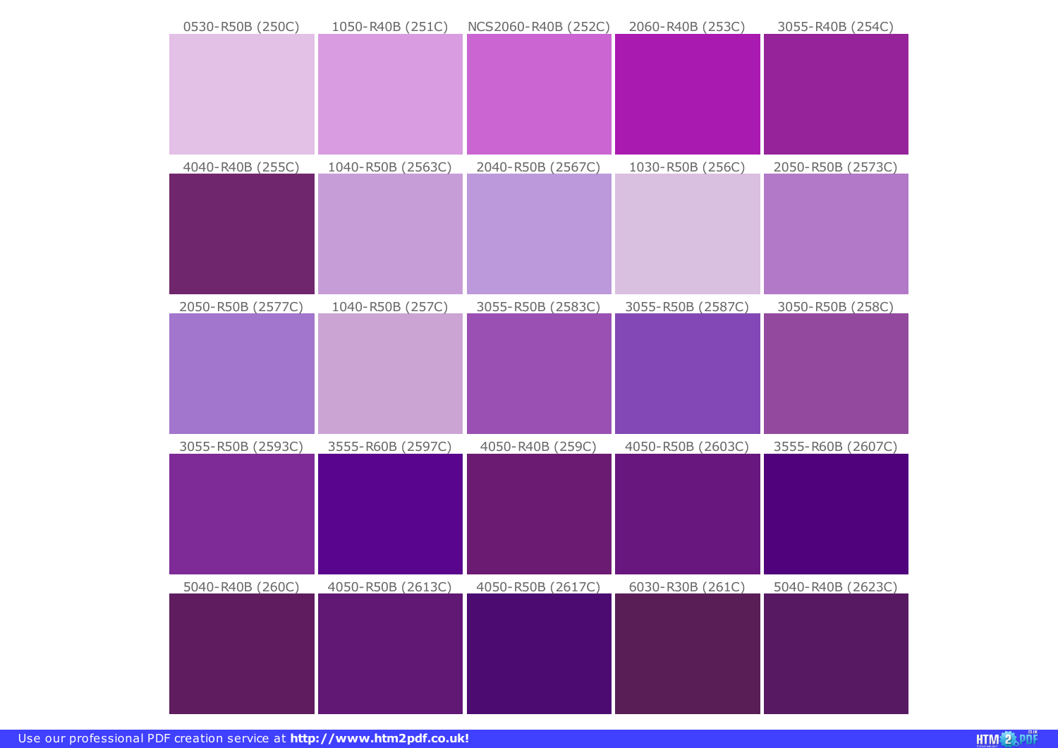| | | | | |
|---|---|---|---|---|
| 0530-R50B (250C) | 1050-R40B (251C) | NCS2060-R40B (252C) | 2060-R40B (253C) | 3055-R40B (254C) |
| 4040-R40B (255C) | 1040-R50B (2563C) | 2040-R50B (2567C) | 1030-R50B (256C) | 2050-R50B (2573C) |
| 2050-R50B (2577C) | 1040-R50B (257C) | 3055-R50B (2583C) | 3055-R50B (2587C) | 3050-R50B (258C) |
| 3055-R50B (2593C) | 3555-R60B (2597C) | 4050-R40B (259C) | 4050-R50B (2603C) | 3555-R60B (2607C) |
| 5040-R40B (260C) | 4050-R50B (2613C) | 4050-R50B (2617C) | 6030-R30B (261C) | 5040-R40B (2623C) |

Use our professional PDF creation service at **http://www.htm2pdf.co.uk!**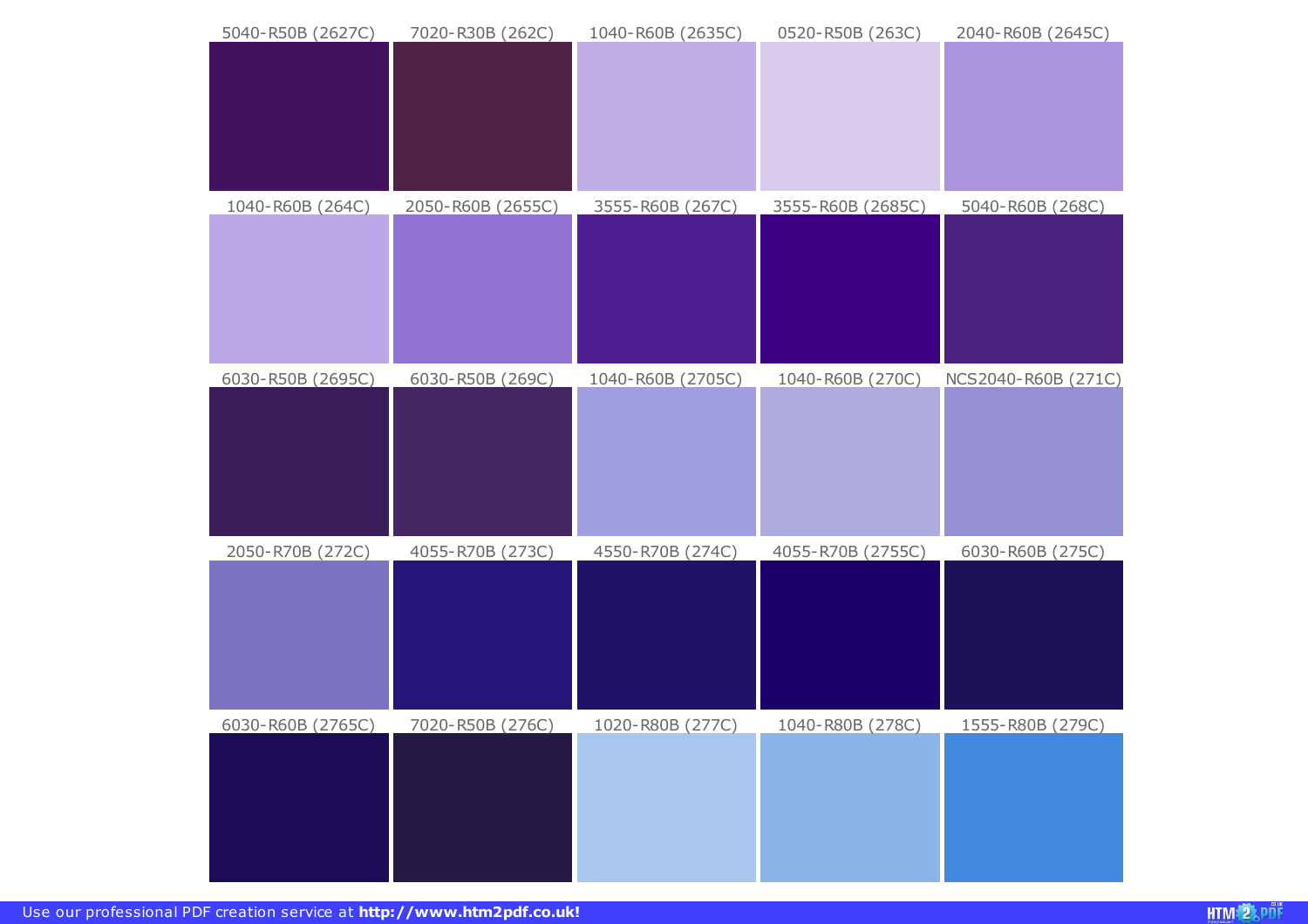5040-R50B (2627C)

7020-R30B (262C)

1040-R60B (2635C)

0520-R50B (263C)

2040-R60B (2645C)

1040-R60B (264C)

2050-R60B (2655C)

3555-R60B (267C)

3555-R60B (2685C)

5040-R60B (268C)

6030-R50B (2695C)

6030-R50B (269C)

1040-R60B (2705C)

1040-R60B (270C)

NCS2040-R60B (271C)

2050-R70B (272C)

4055-R70B (273C)

4550-R70B (274C)

4055-R70B (2755C)

6030-R60B (275C)

6030-R60B (2765C)

7020-R50B (276C)

1020-R80B (277C)

1040-R80B (278C)

1555-R80B (279C)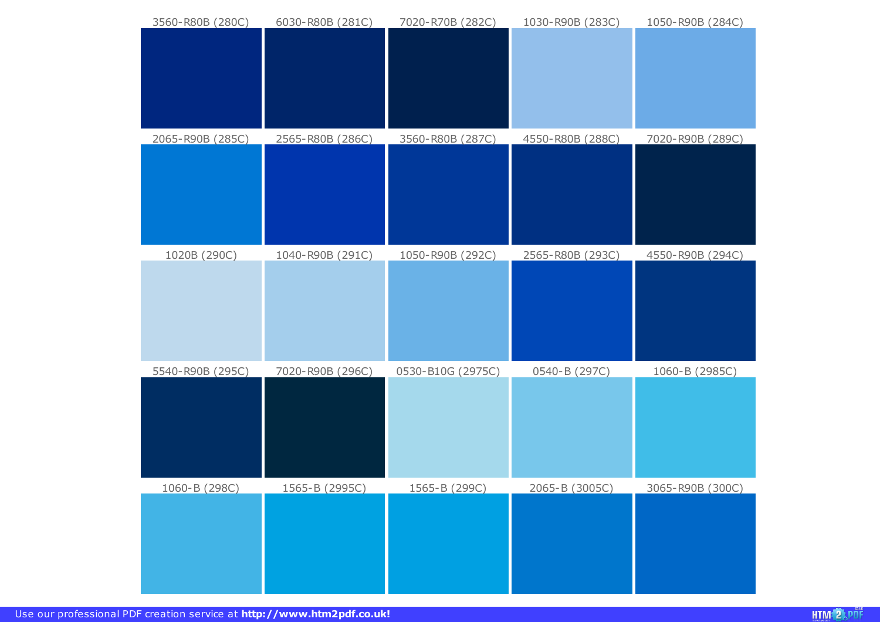| | | | | |
|---|---|---|---|---|
| 3560-R80B (280C) | 6030-R80B (281C) | 7020-R70B (282C) | 1030-R90B (283C) | 1050-R90B (284C) |
| 2065-R90B (285C) | 2565-R80B (286C) | 3560-R80B (287C) | 4550-R80B (288C) | 7020-R90B (289C) |
| 1020B (290C) | 1040-R90B (291C) | 1050-R90B (292C) | 2565-R80B (293C) | 4550-R90B (294C) |
| 5540-R90B (295C) | 7020-R90B (296C) | 0530-B10G (2975C) | 0540-B (297C) | 1060-B (2985C) |
| 1060-B (298C) | 1565-B (2995C) | 1565-B (299C) | 2065-B (3005C) | 3065-R90B (300C) |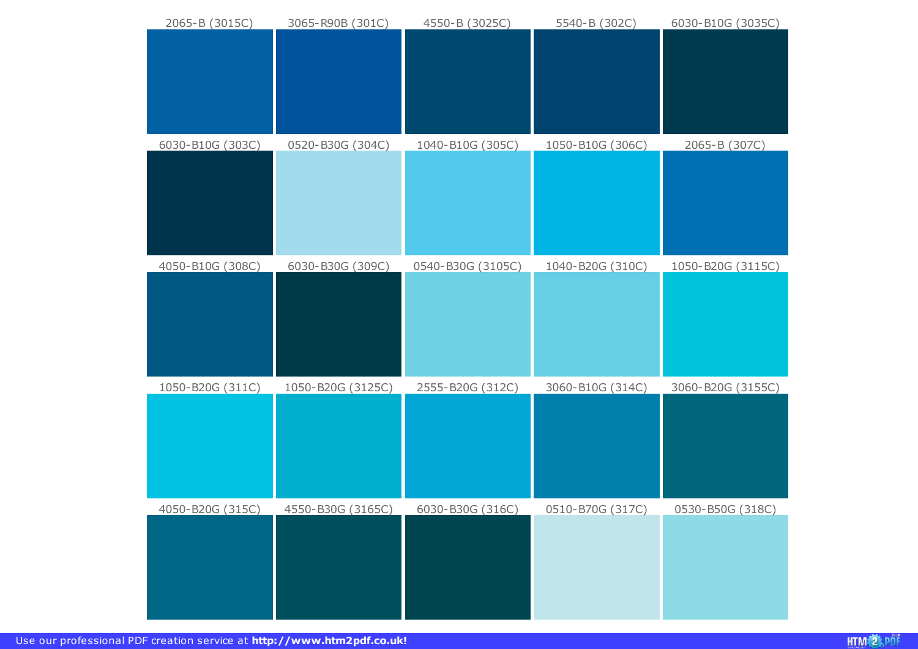| | | | | |
|---|---|---|---|---|
| 2065-B (3015C) | 3065-R90B (301C) | 4550-B (3025C) | 5540-B (302C) | 6030-B10G (3035C) |
| 6030-B10G (303C) | 0520-B30G (304C) | 1040-B10G (305C) | 1050-B10G (306C) | 2065-B (307C) |
| 4050-B10G (308C) | 6030-B30G (309C) | 0540-B30G (3105C) | 1040-B20G (310C) | 1050-B20G (3115C) |
| 1050-B20G (311C) | 1050-B20G (3125C) | 2555-B20G (312C) | 3060-B10G (314C) | 3060-B20G (3155C) |
| 4050-B20G (315C) | 4550-B30G (3165C) | 6030-B30G (316C) | 0510-B70G (317C) | 0530-B50G (318C) |

Use our professional PDF creation service at **http://www.htm2pdf.co.uk!**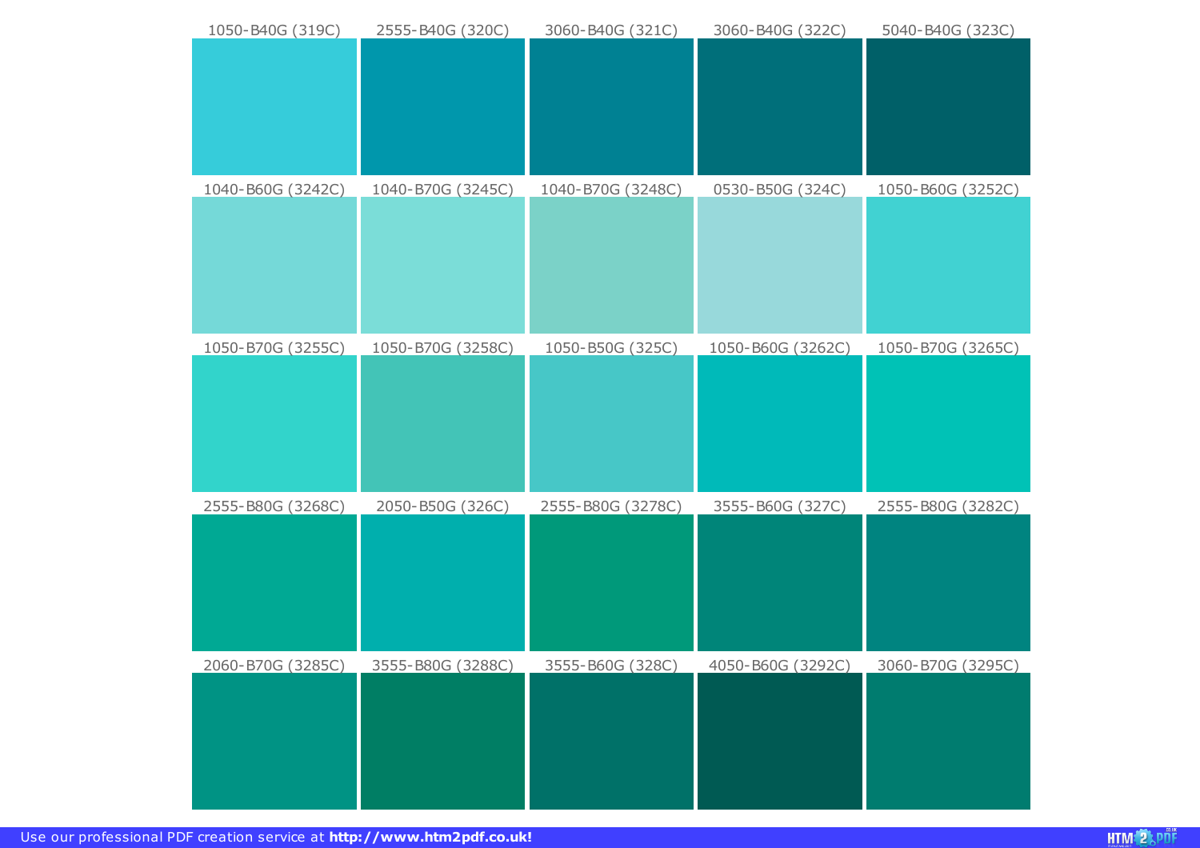| | | | | |
|---|---|---|---|---|
| 1050-B40G (319C) | 2555-B40G (320C) | 3060-B40G (321C) | 3060-B40G (322C) | 5040-B40G (323C) |
| 1040-B60G (3242C) | 1040-B70G (3245C) | 1040-B70G (3248C) | 0530-B50G (324C) | 1050-B60G (3252C) |
| 1050-B70G (3255C) | 1050-B70G (3258C) | 1050-B50G (325C) | 1050-B60G (3262C) | 1050-B70G (3265C) |
| 2555-B80G (3268C) | 2050-B50G (326C) | 2555-B80G (3278C) | 3555-B60G (327C) | 2555-B80G (3282C) |
| 2060-B70G (3285C) | 3555-B80G (3288C) | 3555-B60G (328C) | 4050-B60G (3292C) | 3060-B70G (3295C) |

Use our professional PDF creation service at **http://www.htm2pdf.co.uk!**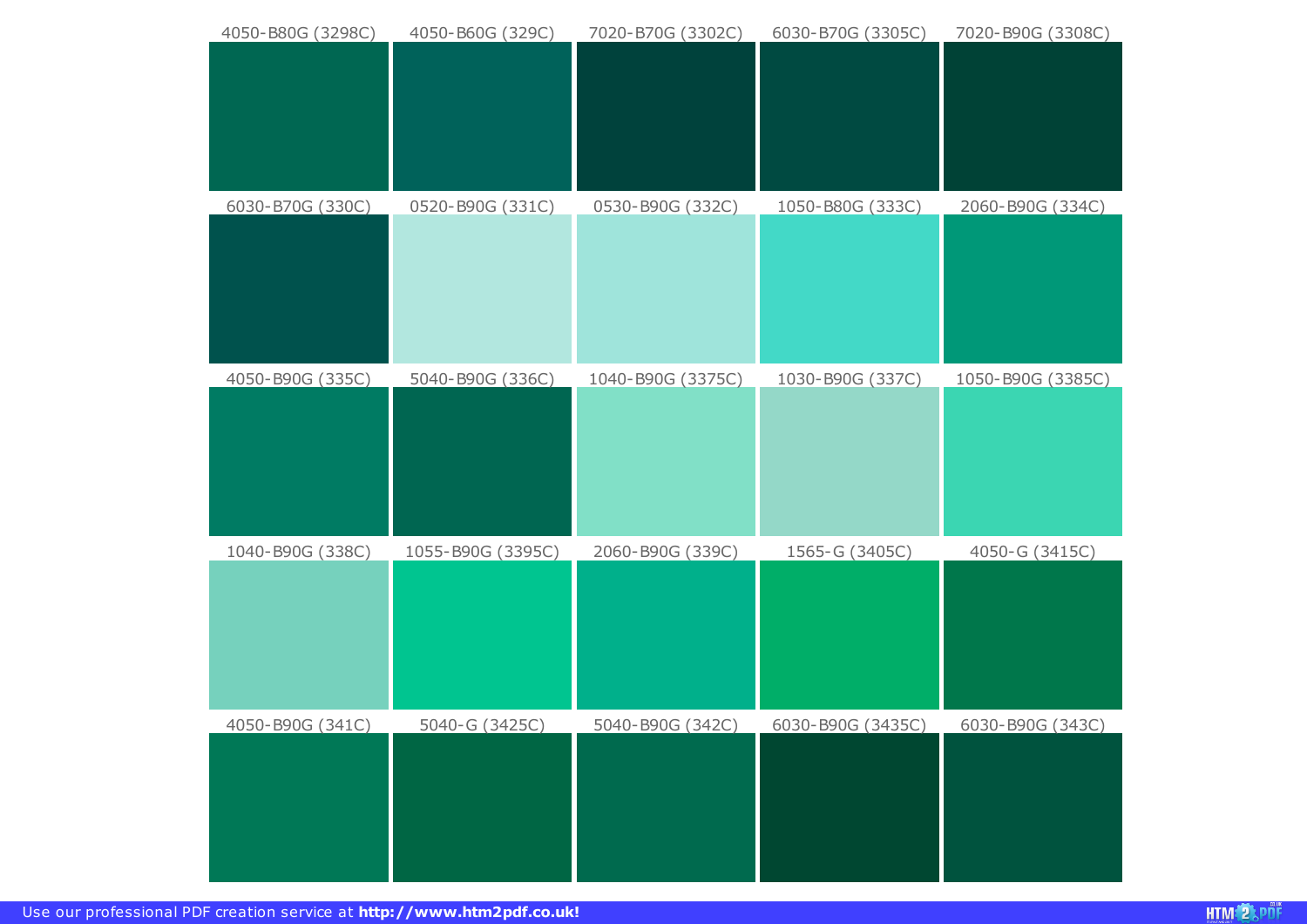| | | | | |
|---|---|---|---|---|
| 4050-B80G (3298C) | 4050-B60G (329C) | 7020-B70G (3302C) | 6030-B70G (3305C) | 7020-B90G (3308C) |
| 6030-B70G (330C) | 0520-B90G (331C) | 0530-B90G (332C) | 1050-B80G (333C) | 2060-B90G (334C) |
| 4050-B90G (335C) | 5040-B90G (336C) | 1040-B90G (3375C) | 1030-B90G (337C) | 1050-B90G (3385C) |
| 1040-B90G (338C) | 1055-B90G (3395C) | 2060-B90G (339C) | 1565-G (3405C) | 4050-G (3415C) |
| 4050-B90G (341C) | 5040-G (3425C) | 5040-B90G (342C) | 6030-B90G (3435C) | 6030-B90G (343C) |

Use our professional PDF creation service at **http://www.htm2pdf.co.uk!**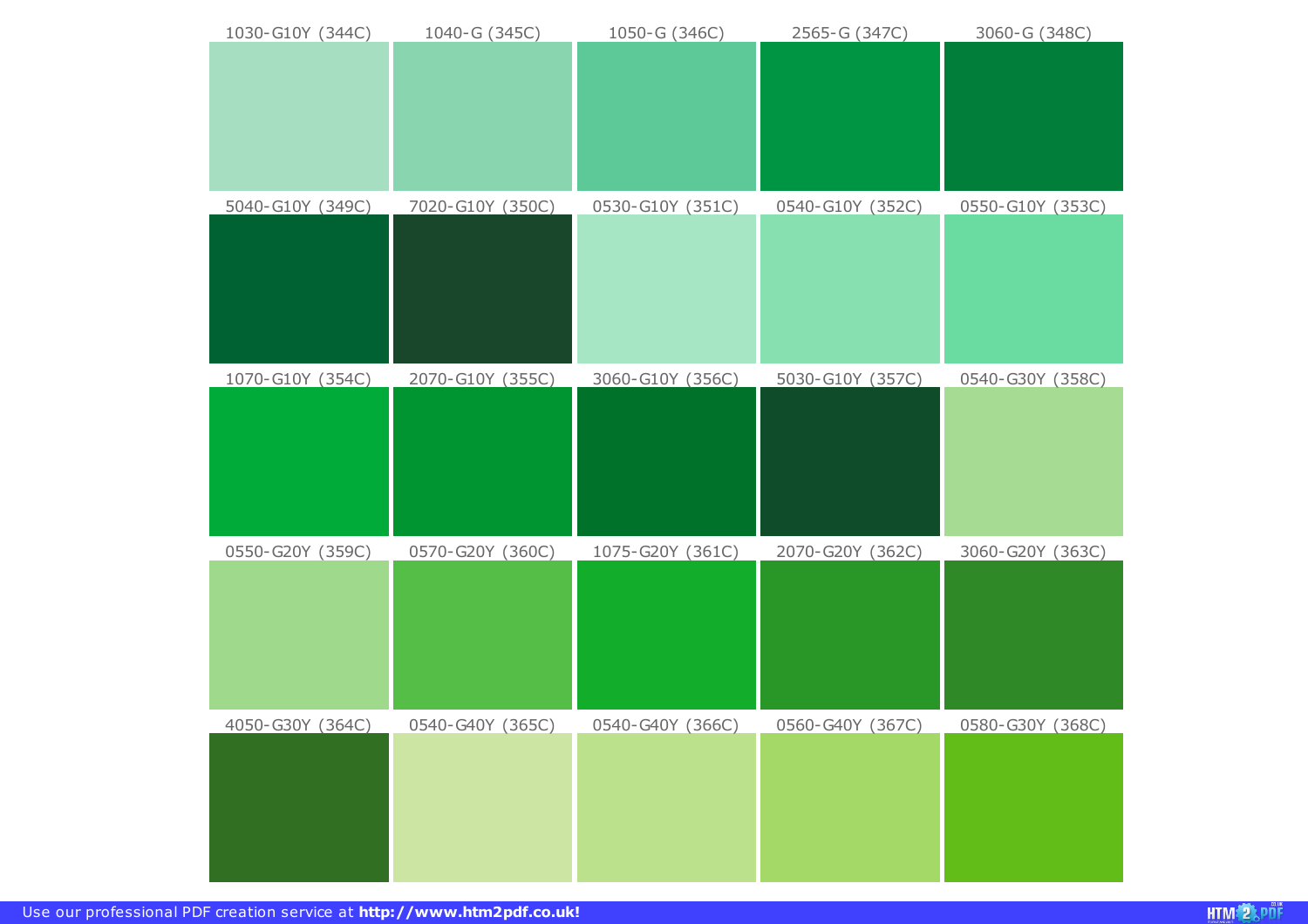| | | | | |
|---|---|---|---|---|
| 1030-G10Y (344C) | 1040-G (345C) | 1050-G (346C) | 2565-G (347C) | 3060-G (348C) |
| 5040-G10Y (349C) | 7020-G10Y (350C) | 0530-G10Y (351C) | 0540-G10Y (352C) | 0550-G10Y (353C) |
| 1070-G10Y (354C) | 2070-G10Y (355C) | 3060-G10Y (356C) | 5030-G10Y (357C) | 0540-G30Y (358C) |
| 0550-G20Y (359C) | 0570-G20Y (360C) | 1075-G20Y (361C) | 2070-G20Y (362C) | 3060-G20Y (363C) |
| 4050-G30Y (364C) | 0540-G40Y (365C) | 0540-G40Y (366C) | 0560-G40Y (367C) | 0580-G30Y (368C) |

Use our professional PDF creation service at **http://www.htm2pdf.co.uk!**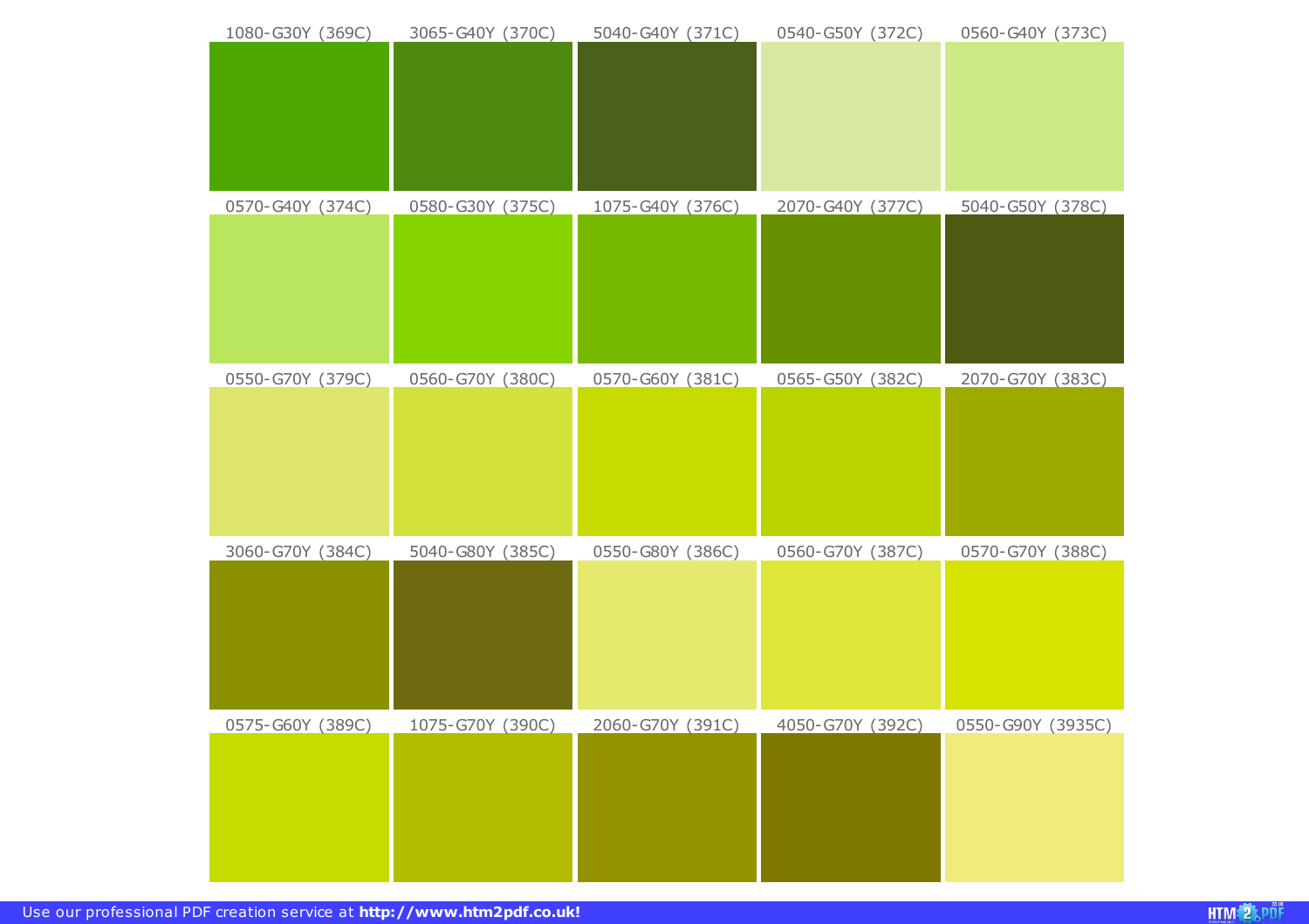| | | | | |
|---|---|---|---|---|
| 1080-G30Y (369C) | 3065-G40Y (370C) | 5040-G40Y (371C) | 0540-G50Y (372C) | 0560-G40Y (373C) |
| 0570-G40Y (374C) | 0580-G30Y (375C) | 1075-G40Y (376C) | 2070-G40Y (377C) | 5040-G50Y (378C) |
| 0550-G70Y (379C) | 0560-G70Y (380C) | 0570-G60Y (381C) | 0565-G50Y (382C) | 2070-G70Y (383C) |
| 3060-G70Y (384C) | 5040-G80Y (385C) | 0550-G80Y (386C) | 0560-G70Y (387C) | 0570-G70Y (388C) |
| 0575-G60Y (389C) | 1075-G70Y (390C) | 2060-G70Y (391C) | 4050-G70Y (392C) | 0550-G90Y (3935C) |

Use our professional PDF creation service at **http://www.htm2pdf.co.uk!**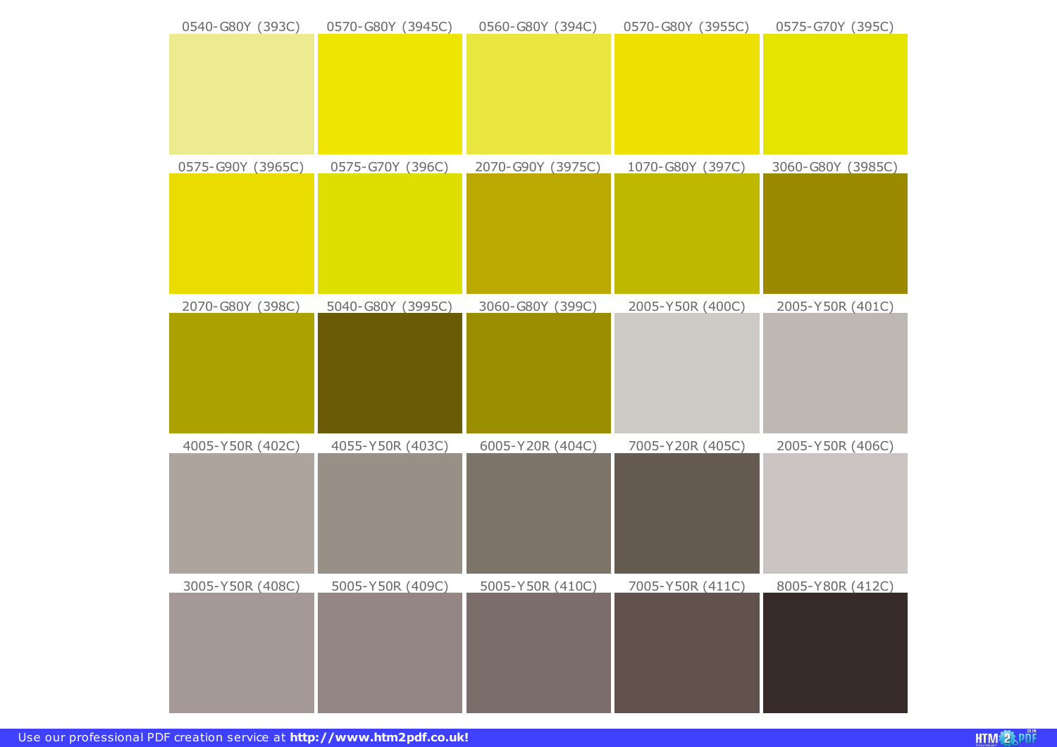| | | | | |
|---|---|---|---|---|
| 0540-G80Y (393C) | 0570-G80Y (3945C) | 0560-G80Y (394C) | 0570-G80Y (3955C) | 0575-G70Y (395C) |
| 0575-G90Y (3965C) | 0575-G70Y (396C) | 2070-G90Y (3975C) | 1070-G80Y (397C) | 3060-G80Y (3985C) |
| 2070-G80Y (398C) | 5040-G80Y (3995C) | 3060-G80Y (399C) | 2005-Y50R (400C) | 2005-Y50R (401C) |
| 4005-Y50R (402C) | 4055-Y50R (403C) | 6005-Y20R (404C) | 7005-Y20R (405C) | 2005-Y50R (406C) |
| 3005-Y50R (408C) | 5005-Y50R (409C) | 5005-Y50R (410C) | 7005-Y50R (411C) | 8005-Y80R (412C) |

Use our professional PDF creation service at **http://www.htm2pdf.co.uk!**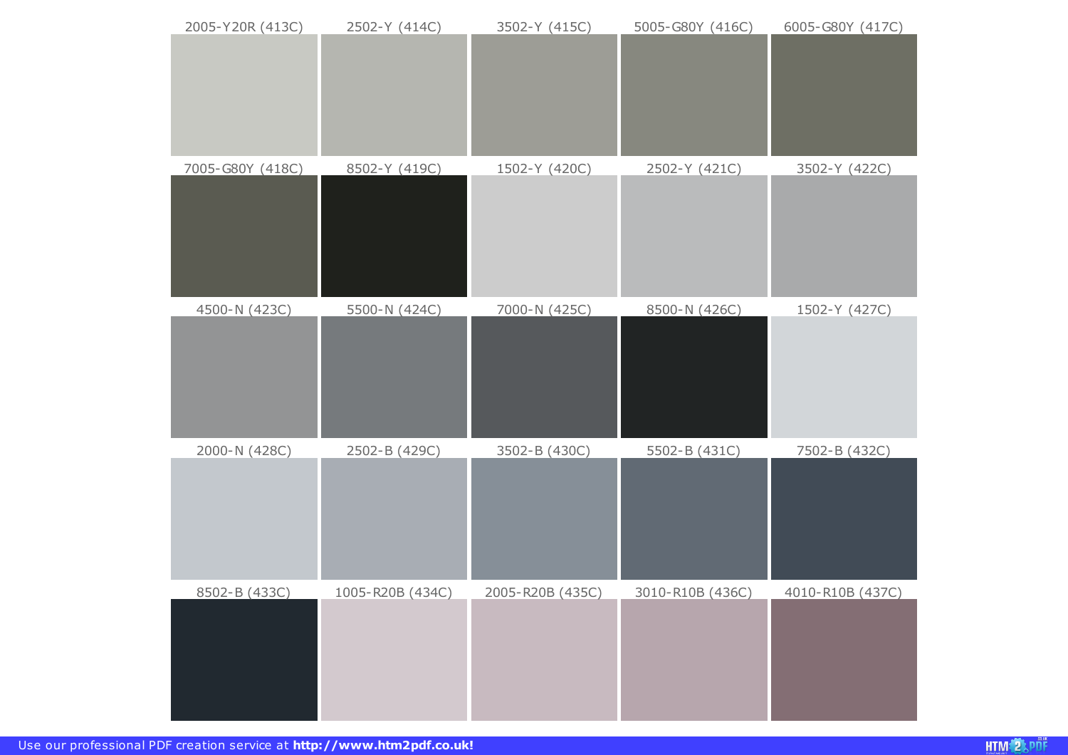| 2005-Y20R (413C) | 2502-Y (414C) | 3502-Y (415C) | 5005-G80Y (416C) | 6005-G80Y (417C) |
|---|---|---|---|---|
| 7005-G80Y (418C) | 8502-Y (419C) | 1502-Y (420C) | 2502-Y (421C) | 3502-Y (422C) |
| 4500-N (423C) | 5500-N (424C) | 7000-N (425C) | 8500-N (426C) | 1502-Y (427C) |
| 2000-N (428C) | 2502-B (429C) | 3502-B (430C) | 5502-B (431C) | 7502-B (432C) |
| 8502-B (433C) | 1005-R20B (434C) | 2005-R20B (435C) | 3010-R10B (436C) | 4010-R10B (437C) |

Use our professional PDF creation service at **http://www.htm2pdf.co.uk!**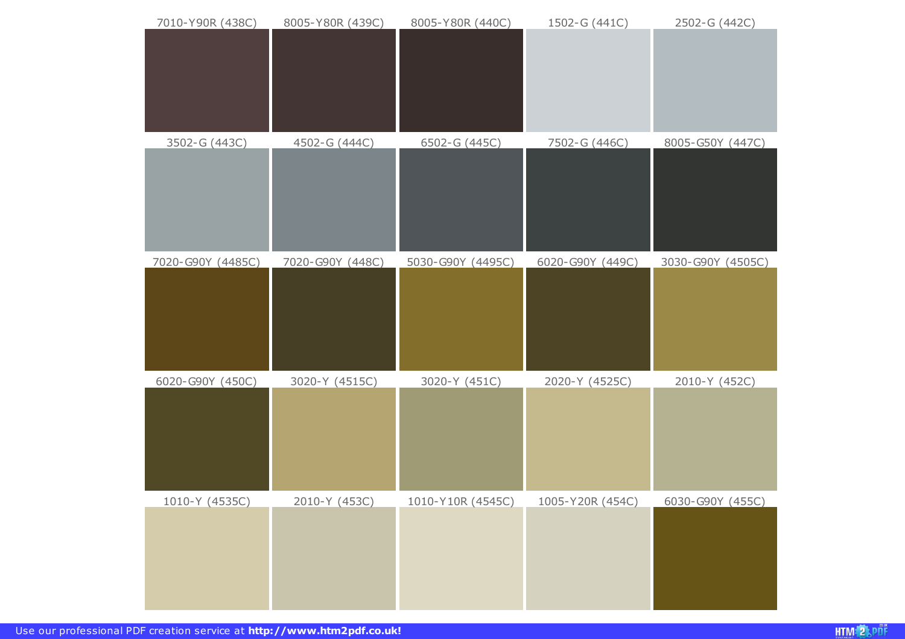| | | | | |
|---|---|---|---|---|
| 7010-Y90R (438C) | 8005-Y80R (439C) | 8005-Y80R (440C) | 1502-G (441C) | 2502-G (442C) |
| 3502-G (443C) | 4502-G (444C) | 6502-G (445C) | 7502-G (446C) | 8005-G50Y (447C) |
| 7020-G90Y (4485C) | 7020-G90Y (448C) | 5030-G90Y (4495C) | 6020-G90Y (449C) | 3030-G90Y (4505C) |
| 6020-G90Y (450C) | 3020-Y (4515C) | 3020-Y (451C) | 2020-Y (4525C) | 2010-Y (452C) |
| 1010-Y (4535C) | 2010-Y (453C) | 1010-Y10R (4545C) | 1005-Y20R (454C) | 6030-G90Y (455C) |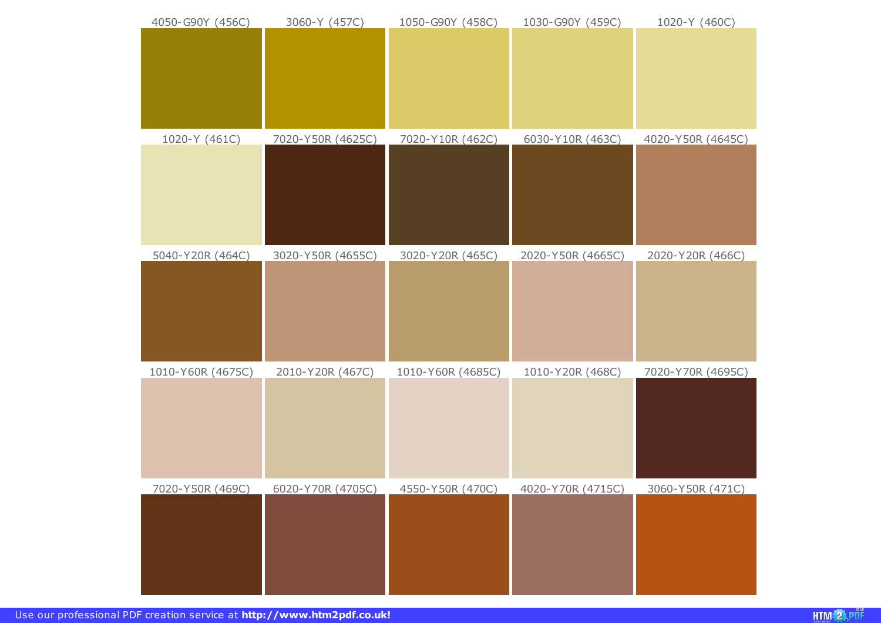| | | | | |
|---|---|---|---|---|
| 4050-G90Y (456C) | 3060-Y (457C) | 1050-G90Y (458C) | 1030-G90Y (459C) | 1020-Y (460C) |
| 1020-Y (461C) | 7020-Y50R (4625C) | 7020-Y10R (462C) | 6030-Y10R (463C) | 4020-Y50R (4645C) |
| 5040-Y20R (464C) | 3020-Y50R (4655C) | 3020-Y20R (465C) | 2020-Y50R (4665C) | 2020-Y20R (466C) |
| 1010-Y60R (4675C) | 2010-Y20R (467C) | 1010-Y60R (4685C) | 1010-Y20R (468C) | 7020-Y70R (4695C) |
| 7020-Y50R (469C) | 6020-Y70R (4705C) | 4550-Y50R (470C) | 4020-Y70R (4715C) | 3060-Y50R (471C) |

Use our professional PDF creation service at **http://www.htm2pdf.co.uk!**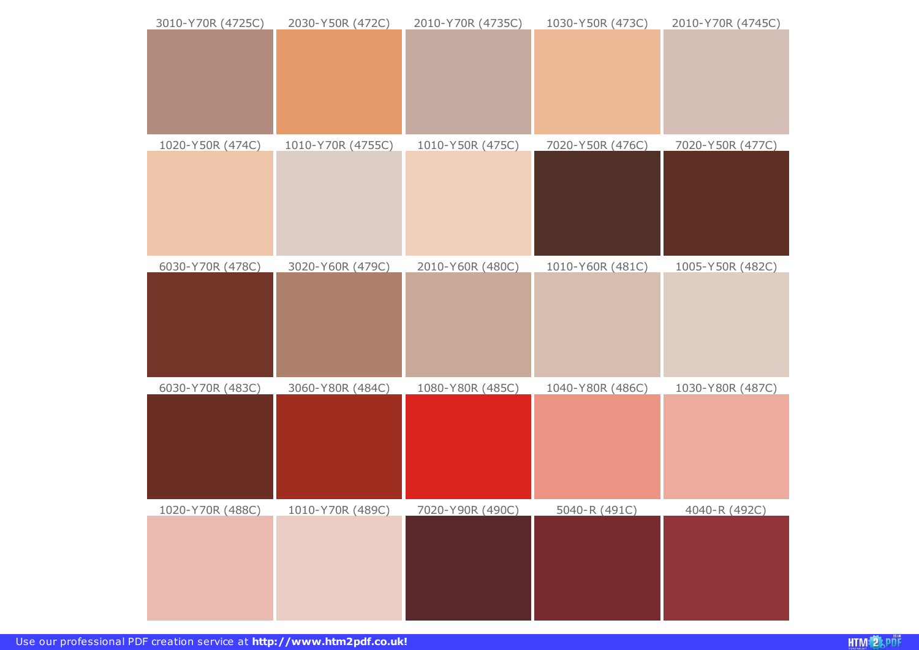| | | | | |
|---|---|---|---|---|
| 3010-Y70R (4725C) | 2030-Y50R (472C) | 2010-Y70R (4735C) | 1030-Y50R (473C) | 2010-Y70R (4745C) |
| 1020-Y50R (474C) | 1010-Y70R (4755C) | 1010-Y50R (475C) | 7020-Y50R (476C) | 7020-Y50R (477C) |
| 6030-Y70R (478C) | 3020-Y60R (479C) | 2010-Y60R (480C) | 1010-Y60R (481C) | 1005-Y50R (482C) |
| 6030-Y70R (483C) | 3060-Y80R (484C) | 1080-Y80R (485C) | 1040-Y80R (486C) | 1030-Y80R (487C) |
| 1020-Y70R (488C) | 1010-Y70R (489C) | 7020-Y90R (490C) | 5040-R (491C) | 4040-R (492C) |

Use our professional PDF creation service at **http://www.htm2pdf.co.uk!**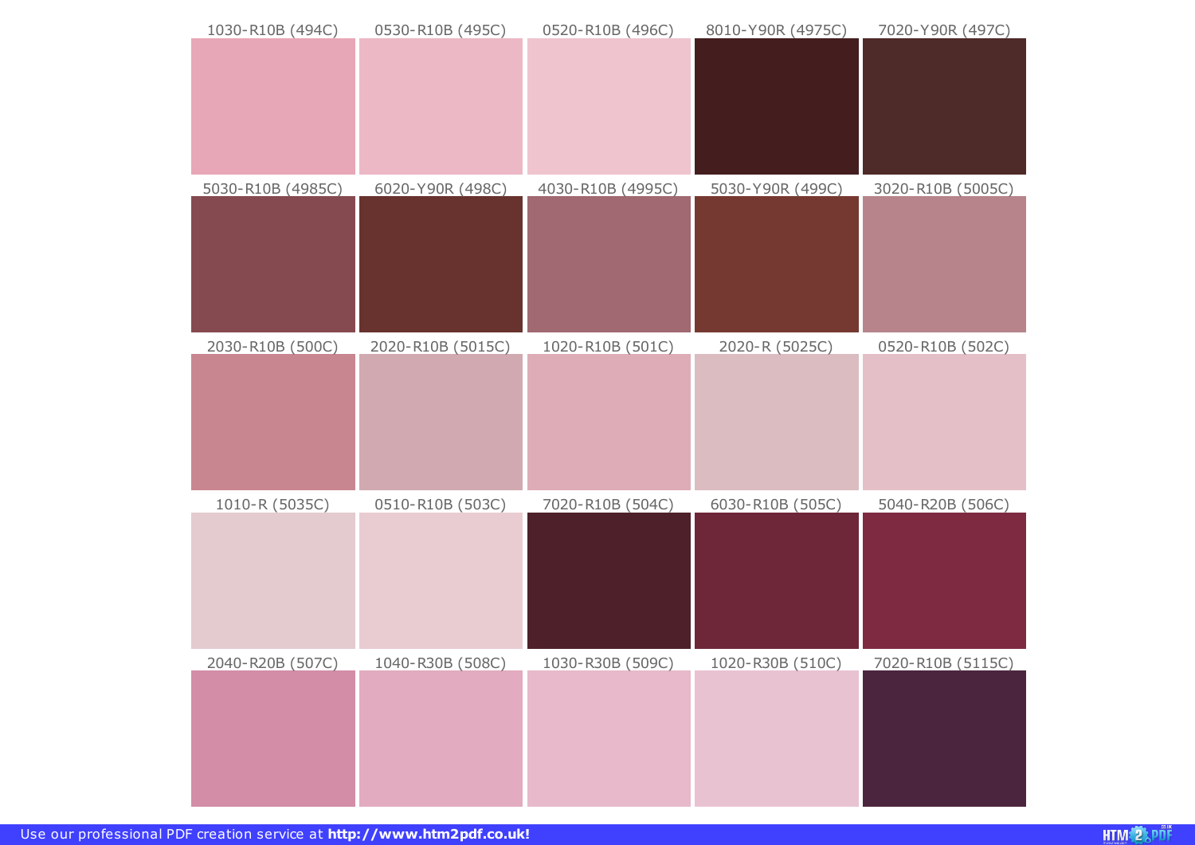| | | | | |
|---|---|---|---|---|
| 1030-R10B (494C) | 0530-R10B (495C) | 0520-R10B (496C) | 8010-Y90R (4975C) | 7020-Y90R (497C) |
| 5030-R10B (4985C) | 6020-Y90R (498C) | 4030-R10B (4995C) | 5030-Y90R (499C) | 3020-R10B (5005C) |
| 2030-R10B (500C) | 2020-R10B (5015C) | 1020-R10B (501C) | 2020-R (5025C) | 0520-R10B (502C) |
| 1010-R (5035C) | 0510-R10B (503C) | 7020-R10B (504C) | 6030-R10B (505C) | 5040-R20B (506C) |
| 2040-R20B (507C) | 1040-R30B (508C) | 1030-R30B (509C) | 1020-R30B (510C) | 7020-R10B (5115C) |

Use our professional PDF creation service at **http://www.htm2pdf.co.uk!**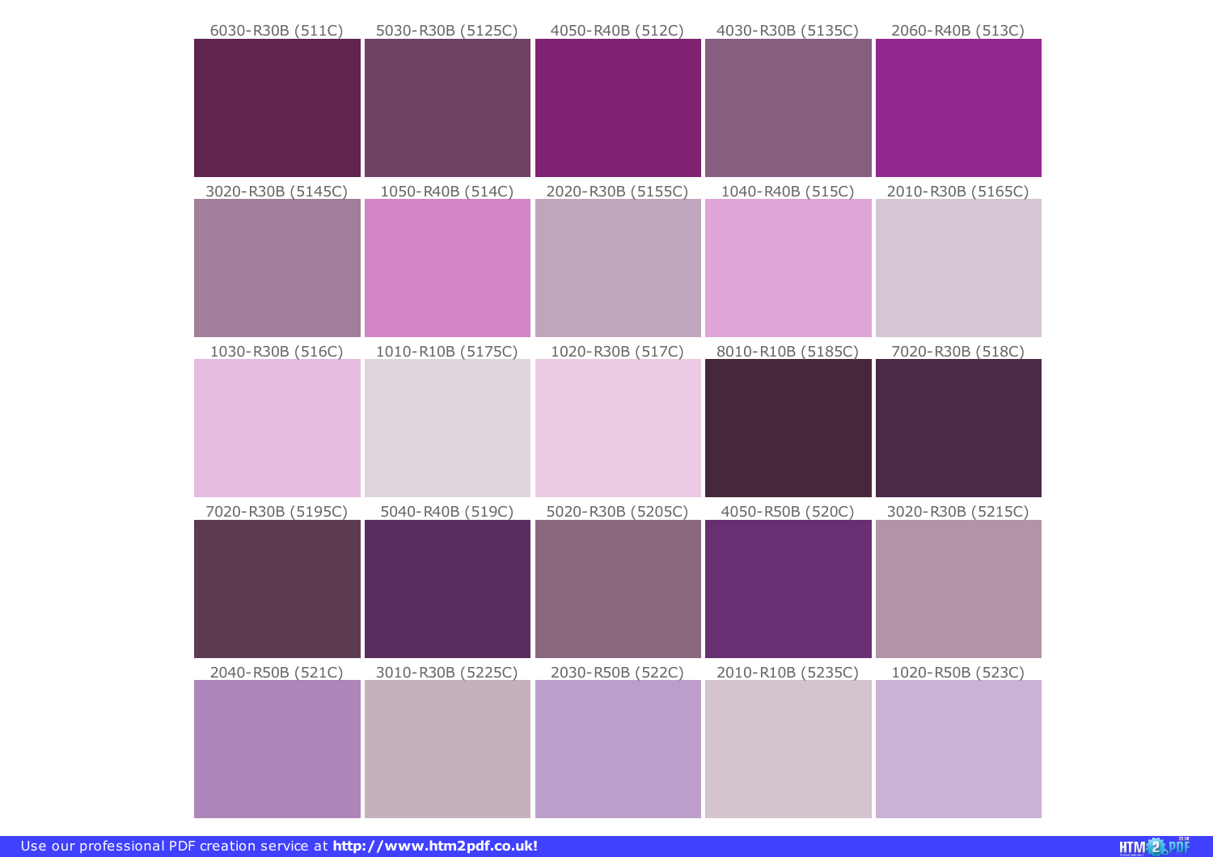| | | | | |
|---|---|---|---|---|
| 6030-R30B (511C) | 5030-R30B (5125C) | 4050-R40B (512C) | 4030-R30B (5135C) | 2060-R40B (513C) |
| 3020-R30B (5145C) | 1050-R40B (514C) | 2020-R30B (5155C) | 1040-R40B (515C) | 2010-R30B (5165C) |
| 1030-R30B (516C) | 1010-R10B (5175C) | 1020-R30B (517C) | 8010-R10B (5185C) | 7020-R30B (518C) |
| 7020-R30B (5195C) | 5040-R40B (519C) | 5020-R30B (5205C) | 4050-R50B (520C) | 3020-R30B (5215C) |
| 2040-R50B (521C) | 3010-R30B (5225C) | 2030-R50B (522C) | 2010-R10B (5235C) | 1020-R50B (523C) |

Use our professional PDF creation service at **http://www.htm2pdf.co.uk!**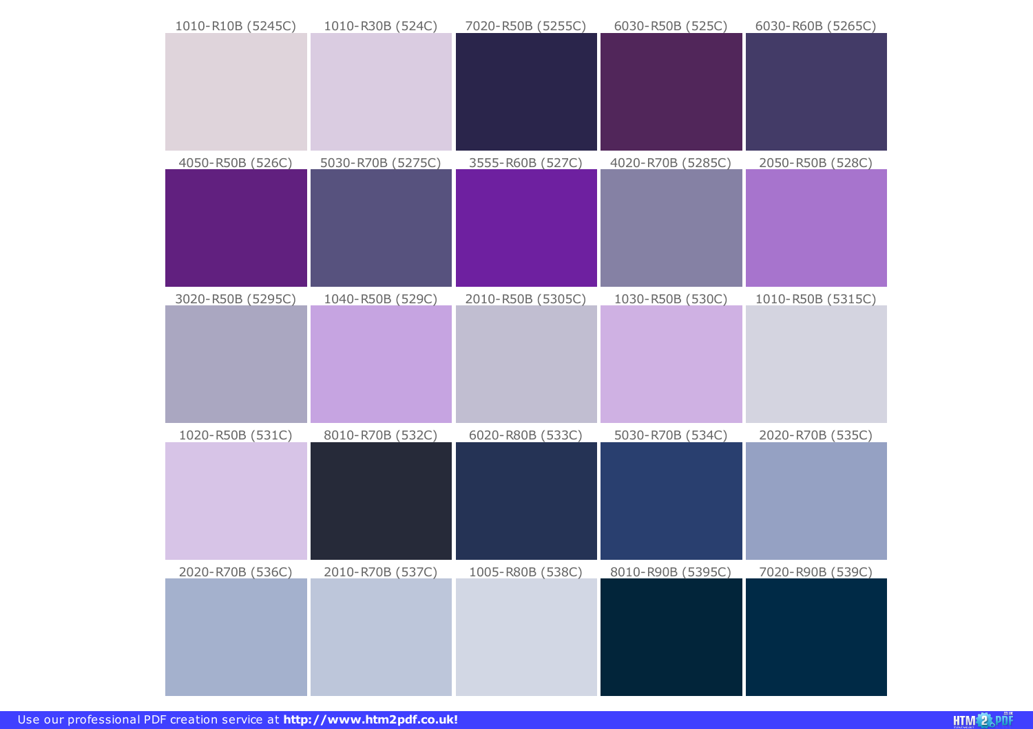1010-R10B (5245C)

1010-R30B (524C)

7020-R50B (5255C)

6030-R50B (525C)

6030-R60B (5265C)

4050-R50B (526C)

5030-R70B (5275C)

3555-R60B (527C)

4020-R70B (5285C)

2050-R50B (528C)

3020-R50B (5295C)

1040-R50B (529C)

2010-R50B (5305C)

1030-R50B (530C)

1010-R50B (5315C)

1020-R50B (531C)

8010-R70B (532C)

6020-R80B (533C)

5030-R70B (534C)

2020-R70B (535C)

2020-R70B (536C)

2010-R70B (537C)

1005-R80B (538C)

8010-R90B (5395C)

7020-R90B (539C)

Use our professional PDF creation service at **http://www.htm2pdf.co.uk!**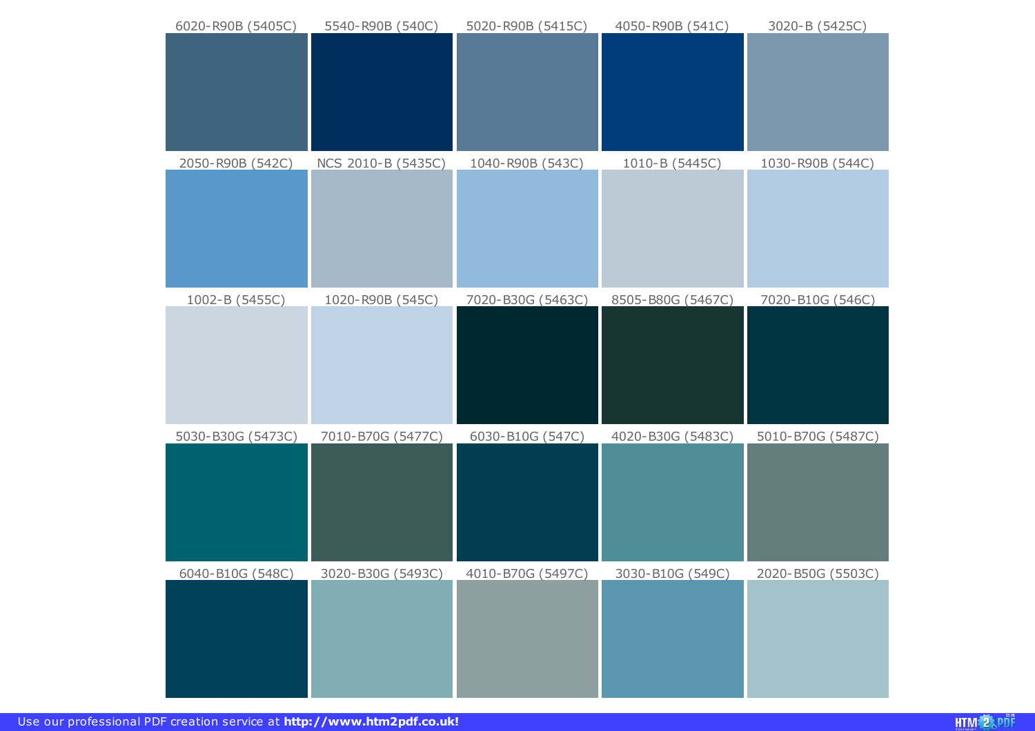| 6020-R90B (5405C) | 5540-R90B (540C) | 5020-R90B (5415C) | 4050-R90B (541C) | 3020-B (5425C) |
|---|---|---|---|---|
| 2050-R90B (542C) | NCS 2010-B (5435C) | 1040-R90B (543C) | 1010-B (5445C) | 1030-R90B (544C) |
| 1002-B (5455C) | 1020-R90B (545C) | 7020-B30G (5463C) | 8505-B80G (5467C) | 7020-B10G (546C) |
| 5030-B30G (5473C) | 7010-B70G (5477C) | 6030-B10G (547C) | 4020-B30G (5483C) | 5010-B70G (5487C) |
| 6040-B10G (548C) | 3020-B30G (5493C) | 4010-B70G (5497C) | 3030-B10G (549C) | 2020-B50G (5503C) |

Use our professional PDF creation service at **http://www.htm2pdf.co.uk!**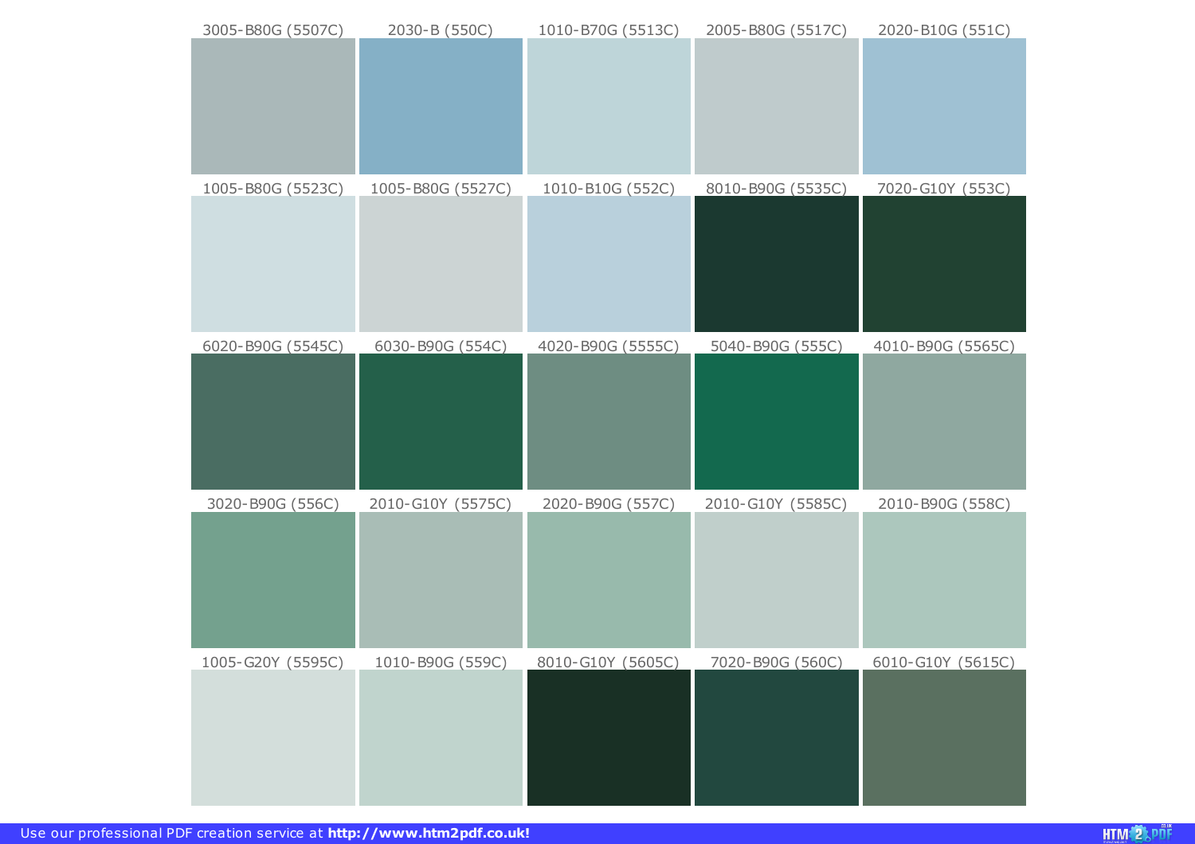| | | | | |
|---|---|---|---|---|
| 3005-B80G (5507C) | 2030-B (550C) | 1010-B70G (5513C) | 2005-B80G (5517C) | 2020-B10G (551C) |
| 1005-B80G (5523C) | 1005-B80G (5527C) | 1010-B10G (552C) | 8010-B90G (5535C) | 7020-G10Y (553C) |
| 6020-B90G (5545C) | 6030-B90G (554C) | 4020-B90G (5555C) | 5040-B90G (555C) | 4010-B90G (5565C) |
| 3020-B90G (556C) | 2010-G10Y (5575C) | 2020-B90G (557C) | 2010-G10Y (5585C) | 2010-B90G (558C) |
| 1005-G20Y (5595C) | 1010-B90G (559C) | 8010-G10Y (5605C) | 7020-B90G (560C) | 6010-G10Y (5615C) |

Use our professional PDF creation service at **http://www.htm2pdf.co.uk!**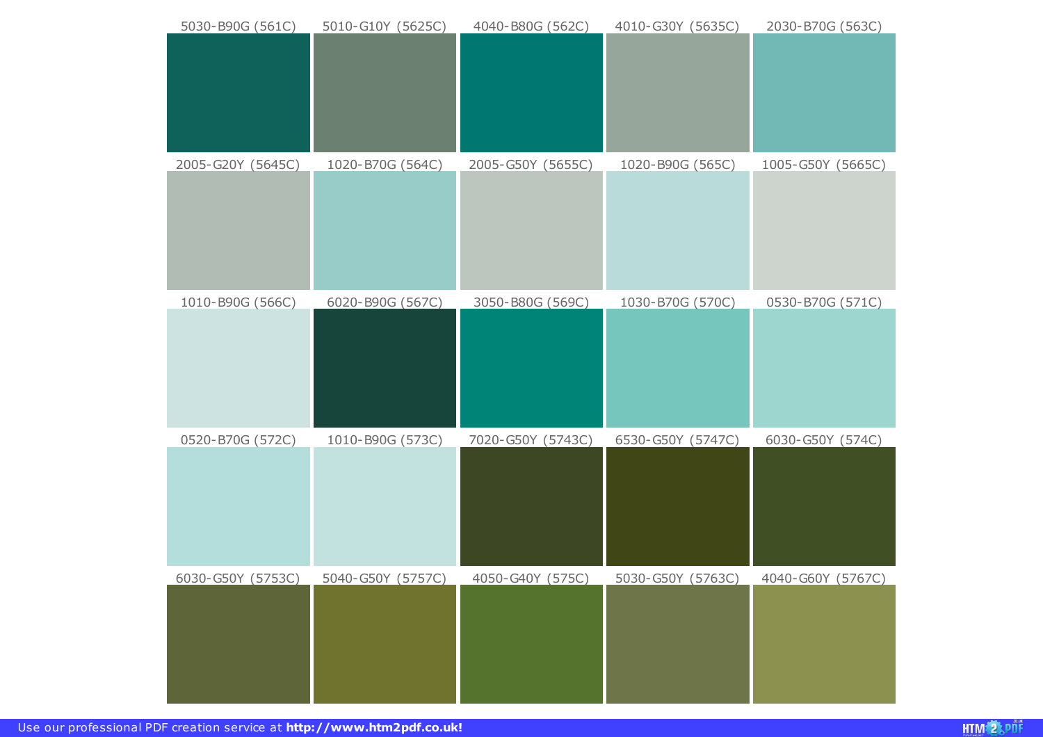| | | | | |
|---|---|---|---|---|
| 5030-B90G (561C) | 5010-G10Y (5625C) | 4040-B80G (562C) | 4010-G30Y (5635C) | 2030-B70G (563C) |
| 2005-G20Y (5645C) | 1020-B70G (564C) | 2005-G50Y (5655C) | 1020-B90G (565C) | 1005-G50Y (5665C) |
| 1010-B90G (566C) | 6020-B90G (567C) | 3050-B80G (569C) | 1030-B70G (570C) | 0530-B70G (571C) |
| 0520-B70G (572C) | 1010-B90G (573C) | 7020-G50Y (5743C) | 6530-G50Y (5747C) | 6030-G50Y (574C) |
| 6030-G50Y (5753C) | 5040-G50Y (5757C) | 4050-G40Y (575C) | 5030-G50Y (5763C) | 4040-G60Y (5767C) |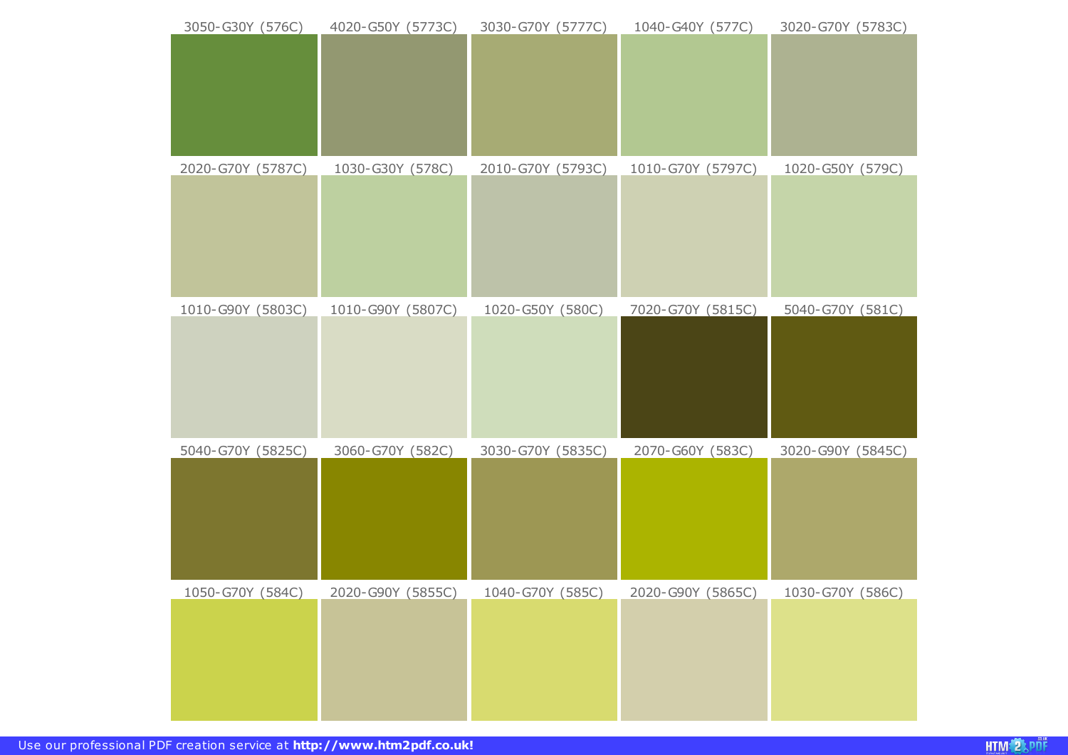| | | | | |
|---|---|---|---|---|
| 3050-G30Y (576C) | 4020-G50Y (5773C) | 3030-G70Y (5777C) | 1040-G40Y (577C) | 3020-G70Y (5783C) |
| 2020-G70Y (5787C) | 1030-G30Y (578C) | 2010-G70Y (5793C) | 1010-G70Y (5797C) | 1020-G50Y (579C) |
| 1010-G90Y (5803C) | 1010-G90Y (5807C) | 1020-G50Y (580C) | 7020-G70Y (5815C) | 5040-G70Y (581C) |
| 5040-G70Y (5825C) | 3060-G70Y (582C) | 3030-G70Y (5835C) | 2070-G60Y (583C) | 3020-G90Y (5845C) |
| 1050-G70Y (584C) | 2020-G90Y (5855C) | 1040-G70Y (585C) | 2020-G90Y (5865C) | 1030-G70Y (586C) |

Use our professional PDF creation service at **http://www.htm2pdf.co.uk!**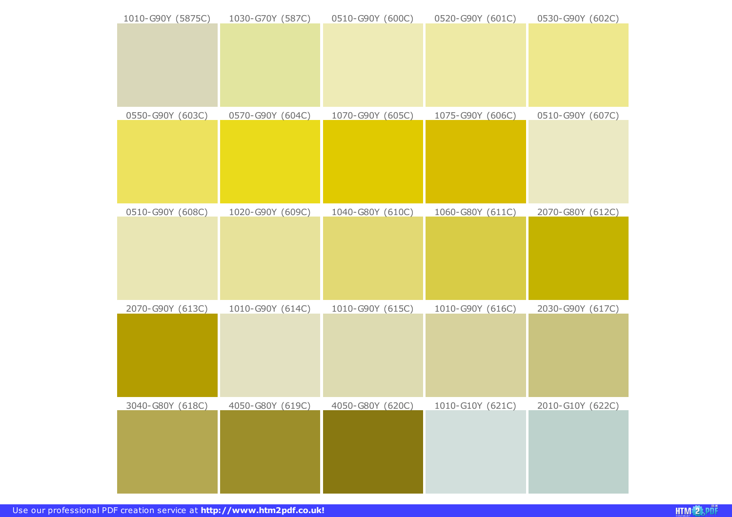| | | | | |
|---|---|---|---|---|
| 1010-G90Y (5875C) | 1030-G70Y (587C) | 0510-G90Y (600C) | 0520-G90Y (601C) | 0530-G90Y (602C) |
| 0550-G90Y (603C) | 0570-G90Y (604C) | 1070-G90Y (605C) | 1075-G90Y (606C) | 0510-G90Y (607C) |
| 0510-G90Y (608C) | 1020-G90Y (609C) | 1040-G80Y (610C) | 1060-G80Y (611C) | 2070-G80Y (612C) |
| 2070-G90Y (613C) | 1010-G90Y (614C) | 1010-G90Y (615C) | 1010-G90Y (616C) | 2030-G90Y (617C) |
| 3040-G80Y (618C) | 4050-G80Y (619C) | 4050-G80Y (620C) | 1010-G10Y (621C) | 2010-G10Y (622C) |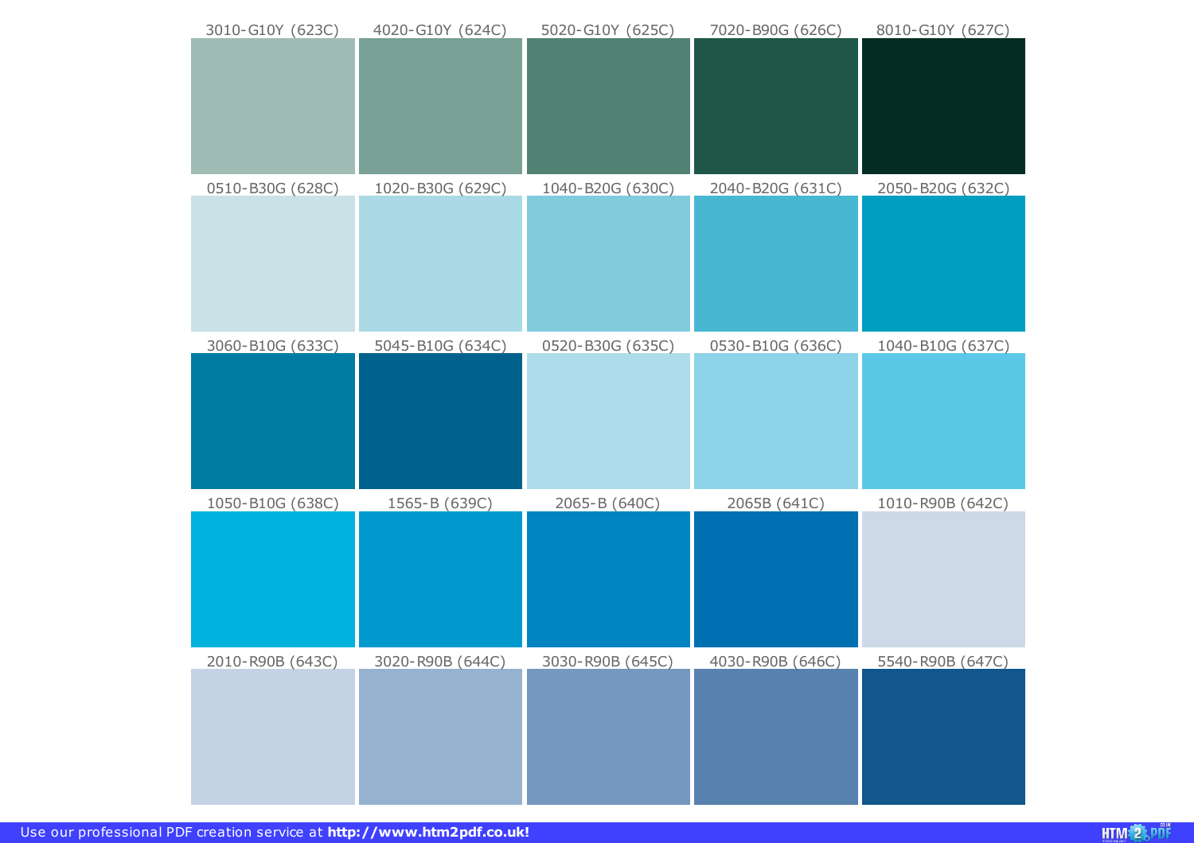| | | | | |
|---|---|---|---|---|
| 3010-G10Y (623C) | 4020-G10Y (624C) | 5020-G10Y (625C) | 7020-B90G (626C) | 8010-G10Y (627C) |
| 0510-B30G (628C) | 1020-B30G (629C) | 1040-B20G (630C) | 2040-B20G (631C) | 2050-B20G (632C) |
| 3060-B10G (633C) | 5045-B10G (634C) | 0520-B30G (635C) | 0530-B10G (636C) | 1040-B10G (637C) |
| 1050-B10G (638C) | 1565-B (639C) | 2065-B (640C) | 2065B (641C) | 1010-R90B (642C) |
| 2010-R90B (643C) | 3020-R90B (644C) | 3030-R90B (645C) | 4030-R90B (646C) | 5540-R90B (647C) |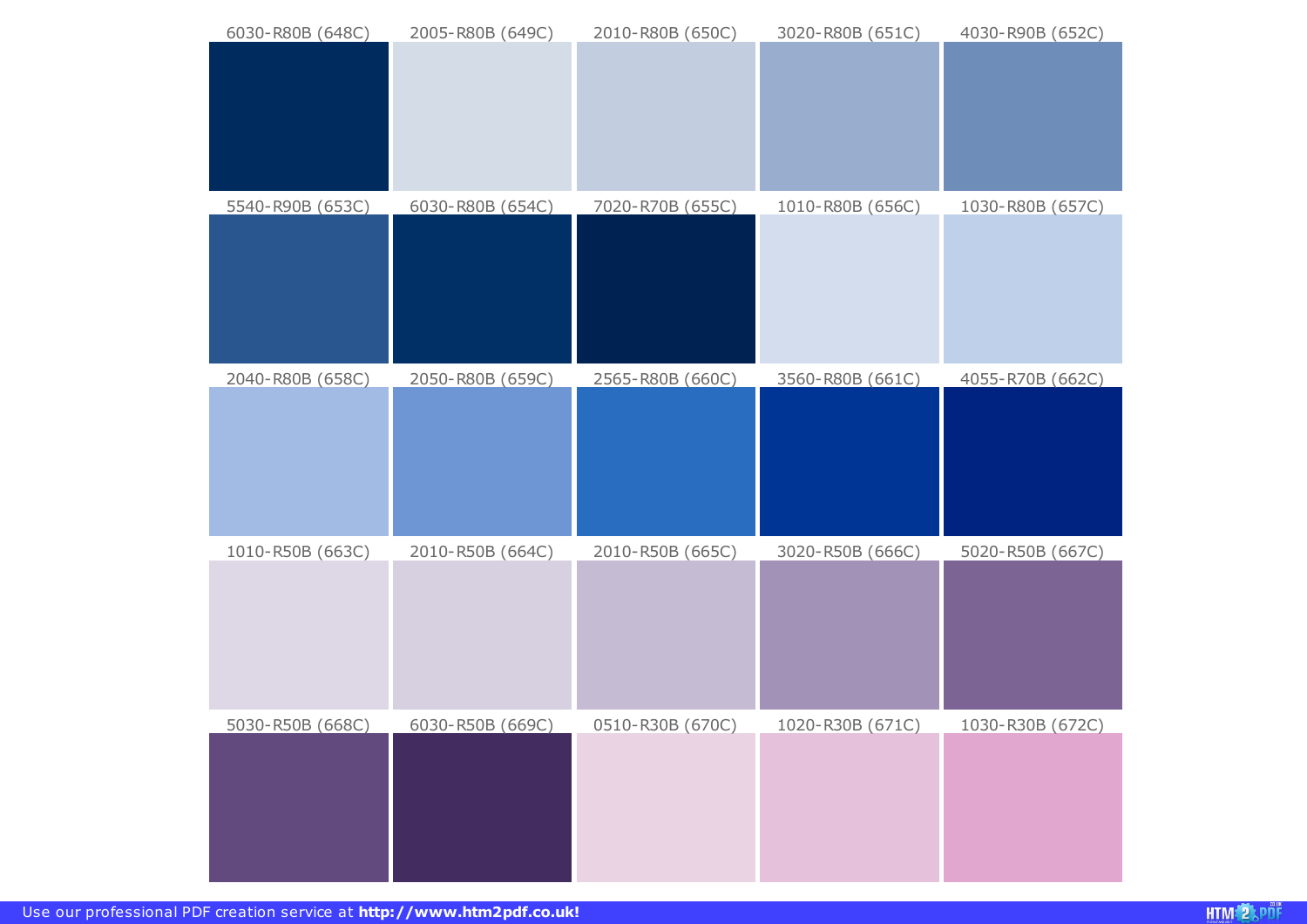| | | | | |
|---|---|---|---|---|
| 6030-R80B (648C) | 2005-R80B (649C) | 2010-R80B (650C) | 3020-R80B (651C) | 4030-R90B (652C) |
| 5540-R90B (653C) | 6030-R80B (654C) | 7020-R70B (655C) | 1010-R80B (656C) | 1030-R80B (657C) |
| 2040-R80B (658C) | 2050-R80B (659C) | 2565-R80B (660C) | 3560-R80B (661C) | 4055-R70B (662C) |
| 1010-R50B (663C) | 2010-R50B (664C) | 2010-R50B (665C) | 3020-R50B (666C) | 5020-R50B (667C) |
| 5030-R50B (668C) | 6030-R50B (669C) | 0510-R30B (670C) | 1020-R30B (671C) | 1030-R30B (672C) |

Use our professional PDF creation service at **http://www.htm2pdf.co.uk!**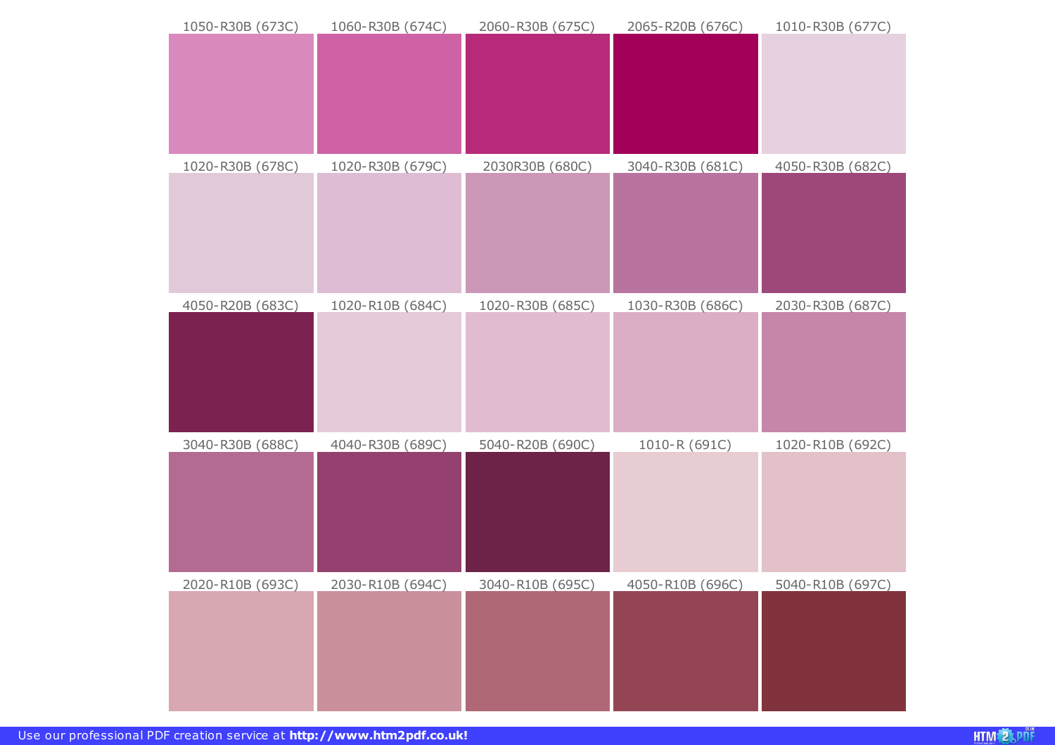| | | | | |
|---|---|---|---|---|
| 1050-R30B (673C) | 1060-R30B (674C) | 2060-R30B (675C) | 2065-R20B (676C) | 1010-R30B (677C) |
| 1020-R30B (678C) | 1020-R30B (679C) | 2030R30B (680C) | 3040-R30B (681C) | 4050-R30B (682C) |
| 4050-R20B (683C) | 1020-R10B (684C) | 1020-R30B (685C) | 1030-R30B (686C) | 2030-R30B (687C) |
| 3040-R30B (688C) | 4040-R30B (689C) | 5040-R20B (690C) | 1010-R (691C) | 1020-R10B (692C) |
| 2020-R10B (693C) | 2030-R10B (694C) | 3040-R10B (695C) | 4050-R10B (696C) | 5040-R10B (697C) |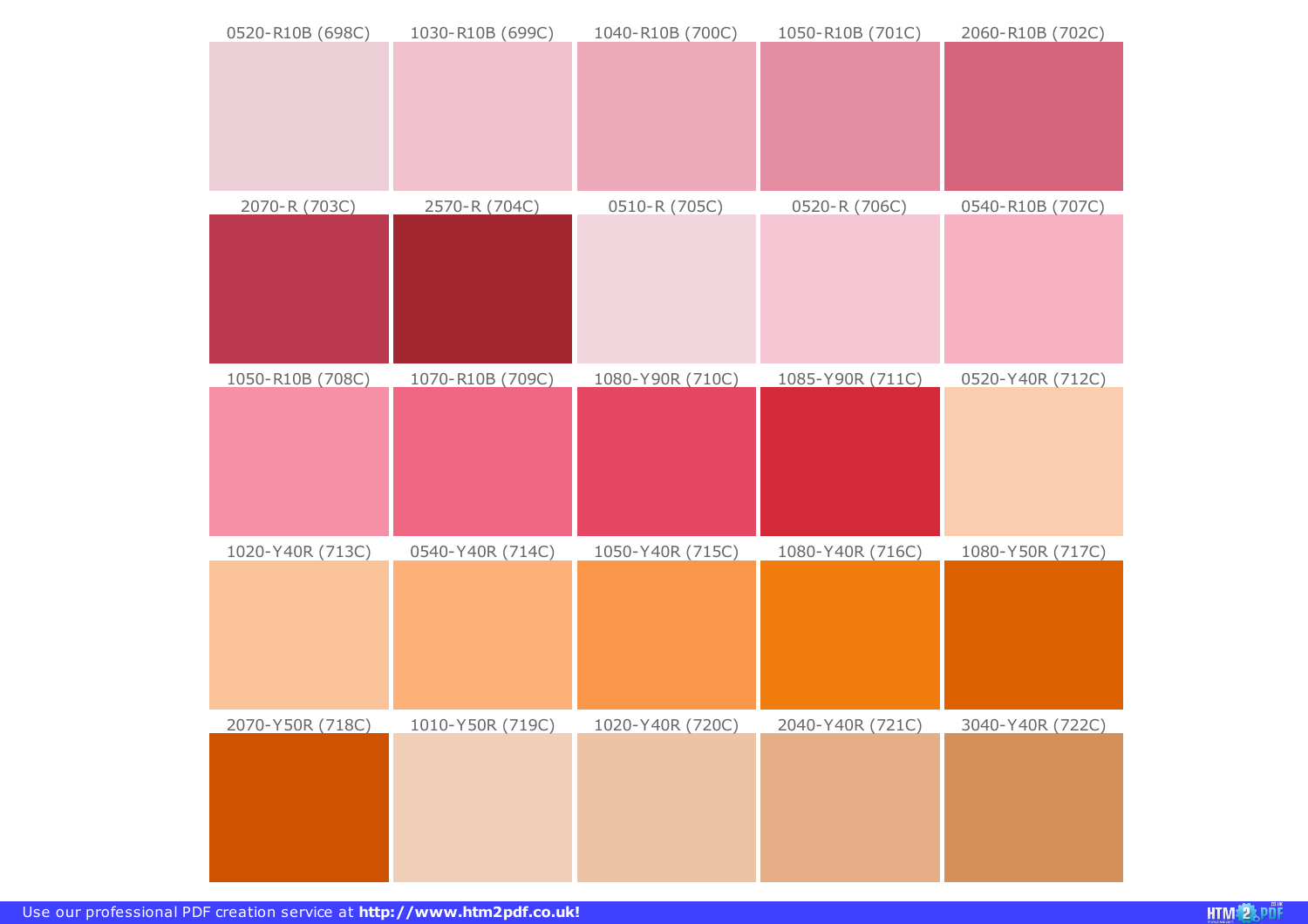| | | | | |
|---|---|---|---|---|
| 0520-R10B (698C) | 1030-R10B (699C) | 1040-R10B (700C) | 1050-R10B (701C) | 2060-R10B (702C) |
| 2070-R (703C) | 2570-R (704C) | 0510-R (705C) | 0520-R (706C) | 0540-R10B (707C) |
| 1050-R10B (708C) | 1070-R10B (709C) | 1080-Y90R (710C) | 1085-Y90R (711C) | 0520-Y40R (712C) |
| 1020-Y40R (713C) | 0540-Y40R (714C) | 1050-Y40R (715C) | 1080-Y40R (716C) | 1080-Y50R (717C) |
| 2070-Y50R (718C) | 1010-Y50R (719C) | 1020-Y40R (720C) | 2040-Y40R (721C) | 3040-Y40R (722C) |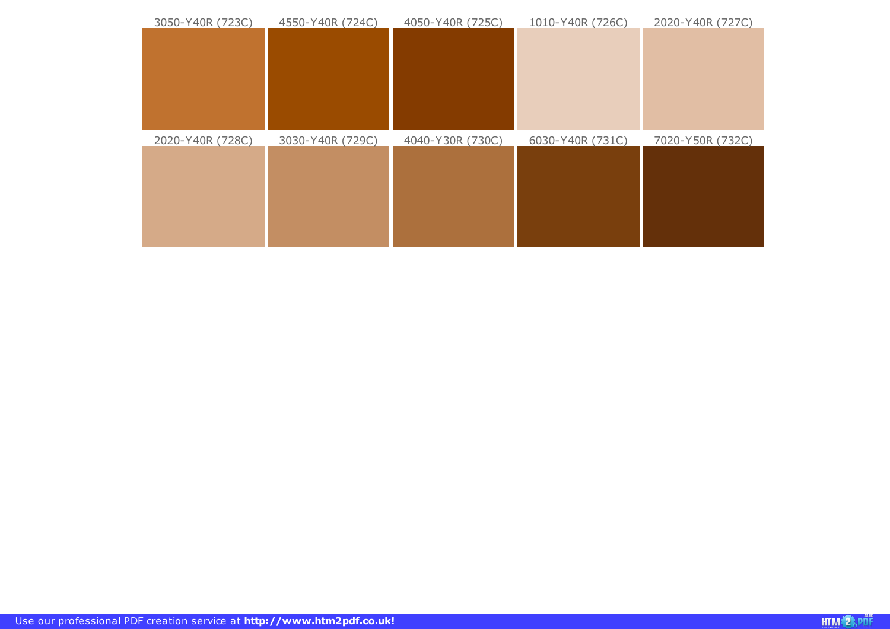3050-Y40R (723C)

4550-Y40R (724C)

4050-Y40R (725C)

1010-Y40R (726C)

2020-Y40R (727C)

2020-Y40R (728C)

3030-Y40R (729C)

4040-Y30R (730C)

6030-Y40R (731C)

7020-Y50R (732C)